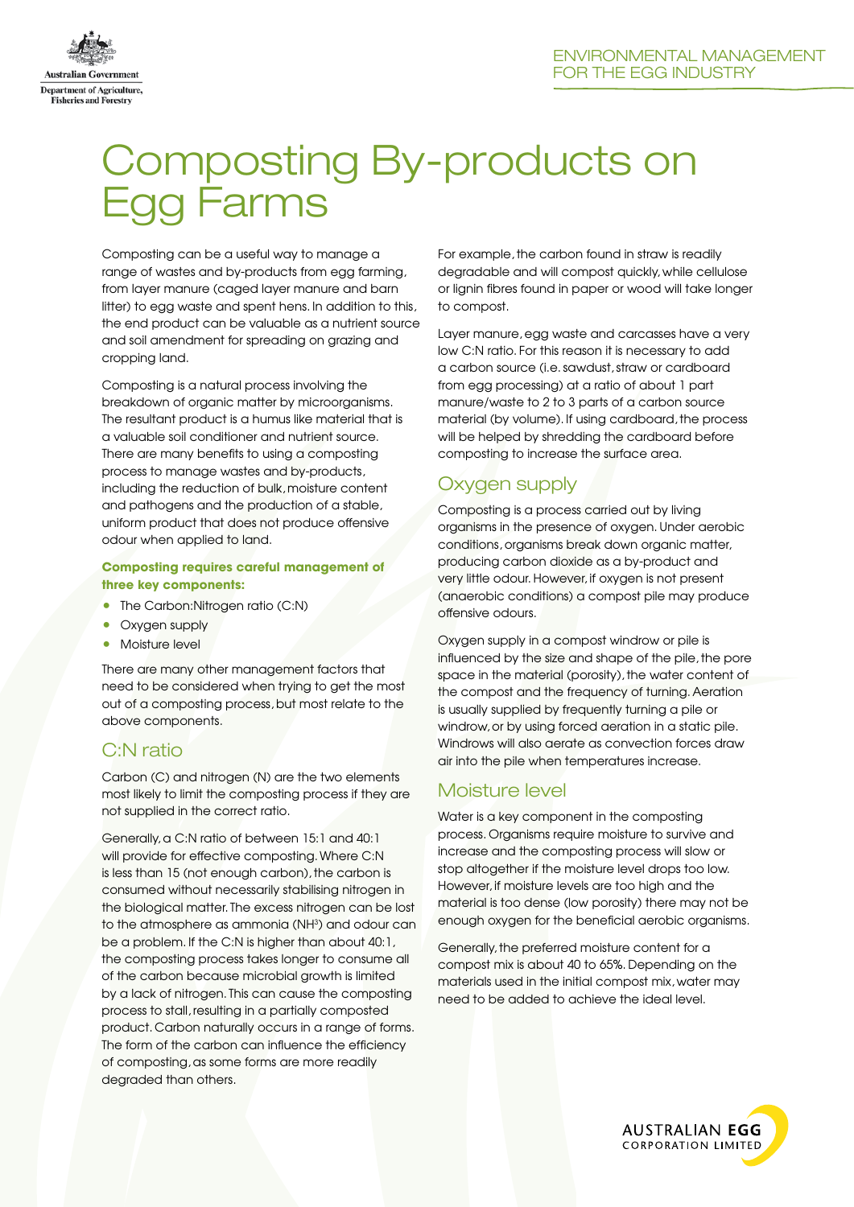# Composting By-products on Egg Farms

Composting can be a useful way to manage a range of wastes and by-products from egg farming, from layer manure (caged layer manure and barn litter) to egg waste and spent hens. In addition to this, the end product can be valuable as a nutrient source and soil amendment for spreading on grazing and cropping land.

Composting is a natural process involving the breakdown of organic matter by microorganisms. The resultant product is a humus like material that is a valuable soil conditioner and nutrient source. There are many benefits to using a composting process to manage wastes and by-products, including the reduction of bulk, moisture content and pathogens and the production of a stable, uniform product that does not produce offensive odour when applied to land.

**Composting requires careful management of three key components:**

- The Carbon:Nitrogen ratio (C:N)
- Oxygen supply
- Moisture level

There are many other management factors that need to be considered when trying to get the most out of a composting process, but most relate to the above components.

## C:N ratio

Carbon (C) and nitrogen (N) are the two elements most likely to limit the composting process if they are not supplied in the correct ratio.

Generally, a C:N ratio of between 15:1 and 40:1 will provide for effective composting. Where C:N is less than 15 (not enough carbon), the carbon is consumed without necessarily stabilising nitrogen in the biological matter. The excess nitrogen can be lost to the atmosphere as ammonia ($NH^3$) and odour can be a problem. If the C:N is higher than about 40:1, the composting process takes longer to consume all of the carbon because microbial growth is limited by a lack of nitrogen. This can cause the composting process to stall, resulting in a partially composted product. Carbon naturally occurs in a range of forms. The form of the carbon can influence the efficiency of composting, as some forms are more readily degraded than others.

For example, the carbon found in straw is readily degradable and will compost quickly, while cellulose or lignin fibres found in paper or wood will take longer to compost.

Layer manure, egg waste and carcasses have a very low C:N ratio. For this reason it is necessary to add a carbon source (i.e. sawdust, straw or cardboard from egg processing) at a ratio of about 1 part manure/waste to 2 to 3 parts of a carbon source material (by volume). If using cardboard, the process will be helped by shredding the cardboard before composting to increase the surface area.

## Oxygen supply

Composting is a process carried out by living organisms in the presence of oxygen. Under aerobic conditions, organisms break down organic matter, producing carbon dioxide as a by-product and very little odour. However, if oxygen is not present (anaerobic conditions) a compost pile may produce offensive odours.

Oxygen supply in a compost windrow or pile is influenced by the size and shape of the pile, the pore space in the material (porosity), the water content of the compost and the frequency of turning. Aeration is usually supplied by frequently turning a pile or windrow, or by using forced aeration in a static pile. Windrows will also aerate as convection forces draw air into the pile when temperatures increase.

## Moisture level

Water is a key component in the composting process. Organisms require moisture to survive and increase and the composting process will slow or stop altogether if the moisture level drops too low. However, if moisture levels are too high and the material is too dense (low porosity) there may not be enough oxygen for the beneficial aerobic organisms.

Generally, the preferred moisture content for a compost mix is about 40 to 65%. Depending on the materials used in the initial compost mix, water may need to be added to achieve the ideal level.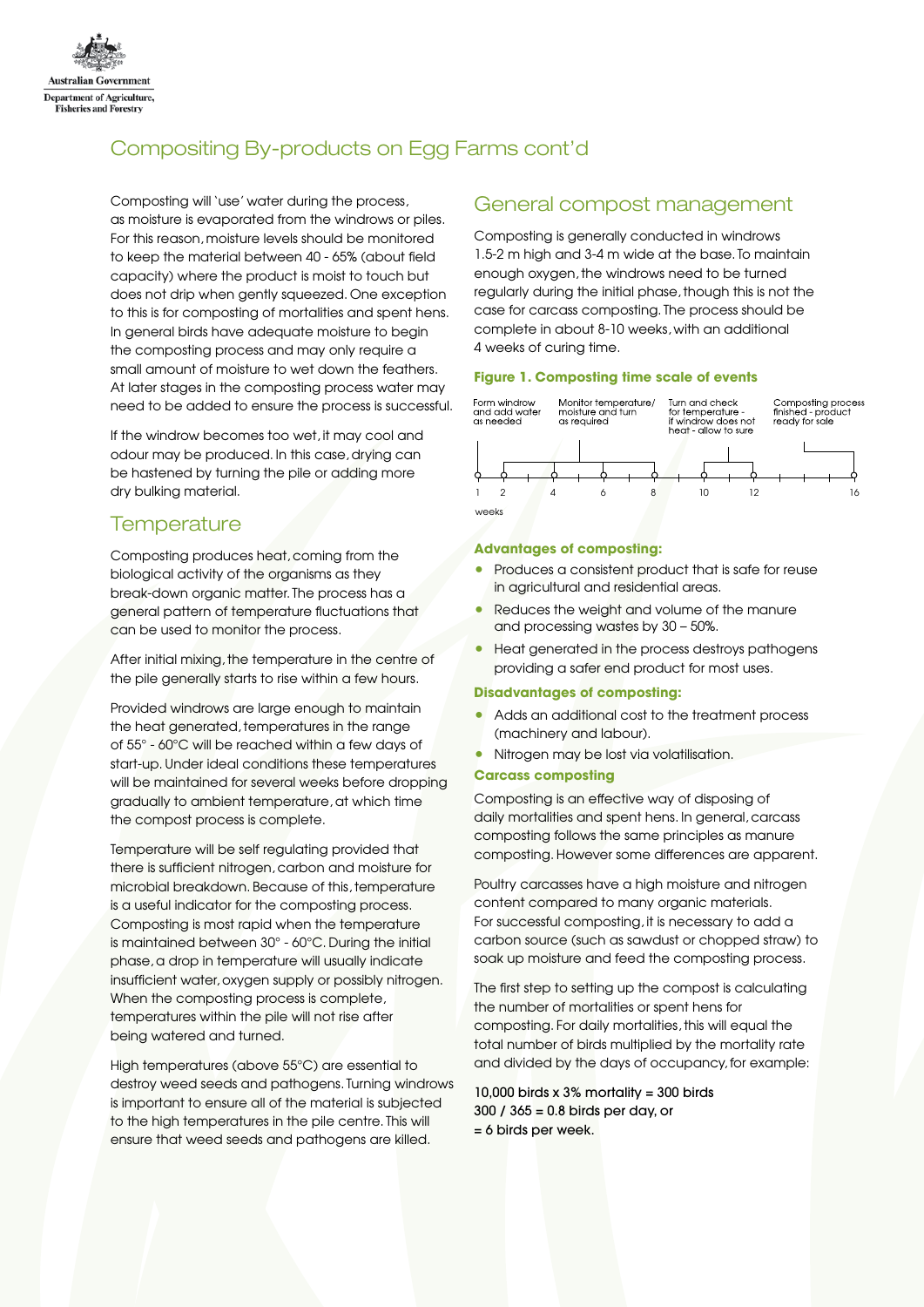# Compositing By-products on Egg Farms cont'd

Composting will 'use' water during the process, as moisture is evaporated from the windrows or piles. For this reason, moisture levels should be monitored to keep the material between 40 - 65% (about field capacity) where the product is moist to touch but does not drip when gently squeezed. One exception to this is for composting of mortalities and spent hens. In general birds have adequate moisture to begin the composting process and may only require a small amount of moisture to wet down the feathers. At later stages in the composting process water may need to be added to ensure the process is successful.

If the windrow becomes too wet, it may cool and odour may be produced. In this case, drying can be hastened by turning the pile or adding more dry bulking material.

## Temperature

Composting produces heat, coming from the biological activity of the organisms as they break-down organic matter. The process has a general pattern of temperature fluctuations that can be used to monitor the process.

After initial mixing, the temperature in the centre of the pile generally starts to rise within a few hours.

Provided windrows are large enough to maintain the heat generated, temperatures in the range of 55° - 60°C will be reached within a few days of start-up. Under ideal conditions these temperatures will be maintained for several weeks before dropping gradually to ambient temperature, at which time the compost process is complete.

Temperature will be self regulating provided that there is sufficient nitrogen, carbon and moisture for microbial breakdown. Because of this, temperature is a useful indicator for the composting process. Composting is most rapid when the temperature is maintained between 30° - 60°C. During the initial phase, a drop in temperature will usually indicate insufficient water, oxygen supply or possibly nitrogen. When the composting process is complete, temperatures within the pile will not rise after being watered and turned.

High temperatures (above 55°C) are essential to destroy weed seeds and pathogens. Turning windows is important to ensure all of the material is subjected to the high temperatures in the pile centre. This will ensure that weed seeds and pathogens are killed.

## General compost management

Composting is generally conducted in windrows 1.5-2 m high and 3-4 m wide at the base. To maintain enough oxygen, the windrows need to be turned regularly during the initial phase, though this is not the case for carcass composting. The process should be complete in about 8-10 weeks, with an additional 4 weeks of curing time.

**Figure 1. Composting time scale of events**

Form windrow and add water as needed | Monitor temperature/ moisture and turn as required | Turn and check for temperature - if windrow does not heat - allow to sure | Composting process finished - product ready for sale

1 2 4 6 8 10 12 16

weeks

**Advantages of composting:**

- Produces a consistent product that is safe for reuse in agricultural and residential areas.
- Reduces the weight and volume of the manure and processing wastes by 30 – 50%.
- Heat generated in the process destroys pathogens providing a safer end product for most uses.

**Disadvantages of composting:**

- Adds an additional cost to the treatment process (machinery and labour).
- Nitrogen may be lost via volatilisation.

**Carcass composting**

Composting is an effective way of disposing of daily mortalities and spent hens. In general, carcass composting follows the same principles as manure composting. However some differences are apparent.

Poultry carcasses have a high moisture and nitrogen content compared to many organic materials. For successful composting, it is necessary to add a carbon source (such as sawdust or chopped straw) to soak up moisture and feed the composting process.

The first step to setting up the compost is calculating the number of mortalities or spent hens for composting. For daily mortalities, this will equal the total number of birds multiplied by the mortality rate and divided by the days of occupancy, for example:

10,000 birds x 3% mortality = 300 birds
300 / 365 = 0.8 birds per day, or
= 6 birds per week.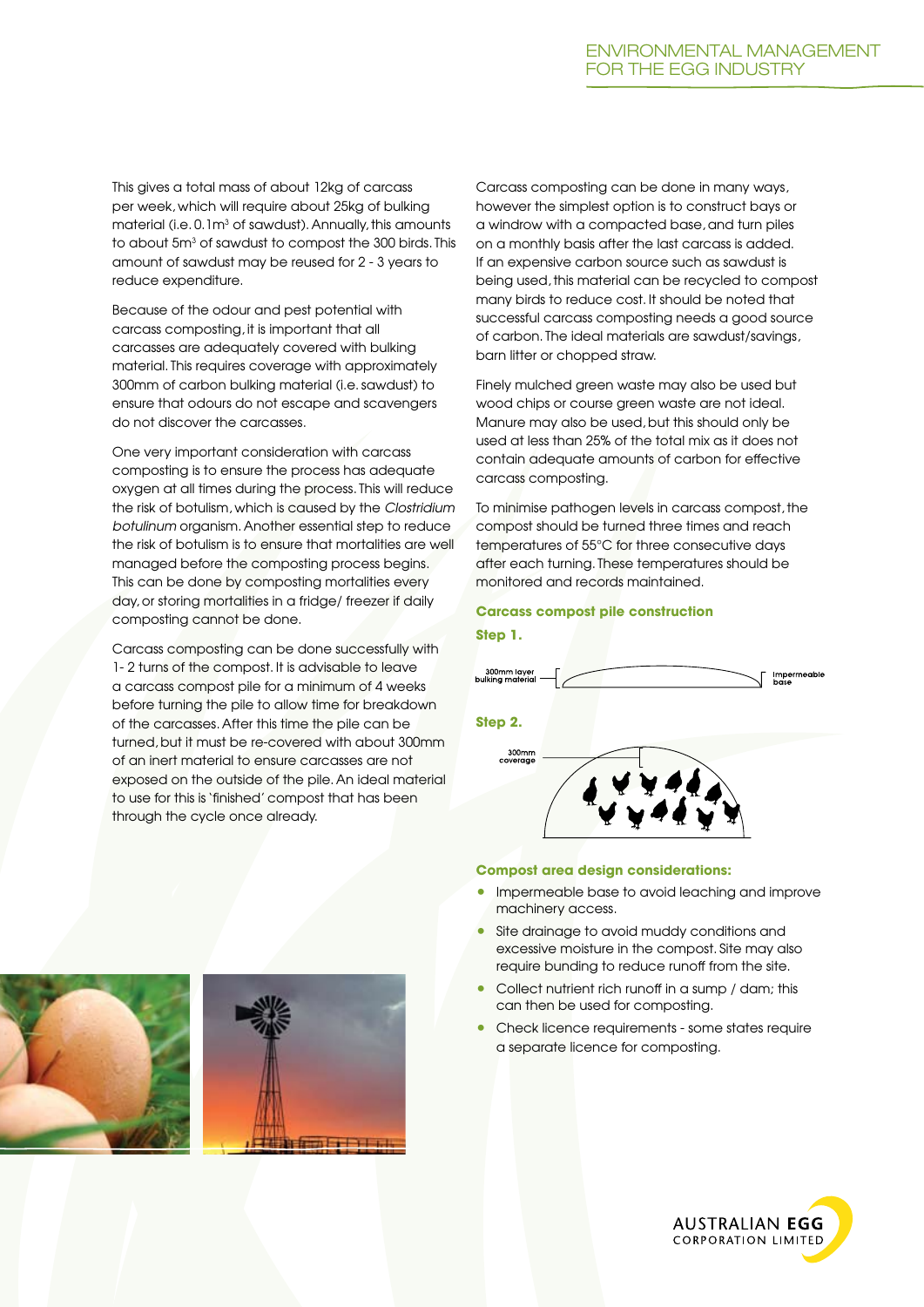This gives a total mass of about 12kg of carcass per week, which will require about 25kg of bulking material (i.e. 0.1m$^3$ of sawdust). Annually, this amounts to about 5m$^3$ of sawdust to compost the 300 birds. This amount of sawdust may be reused for 2 - 3 years to reduce expenditure.

Because of the odour and pest potential with carcass composting, it is important that all carcasses are adequately covered with bulking material. This requires coverage with approximately 300mm of carbon bulking material (i.e. sawdust) to ensure that odours do not escape and scavengers do not discover the carcasses.

One very important consideration with carcass composting is to ensure the process has adequate oxygen at all times during the process. This will reduce the risk of botulism, which is caused by the *Clostridium botulinum* organism. Another essential step to reduce the risk of botulism is to ensure that mortalities are well managed before the composting process begins. This can be done by composting mortalities every day, or storing mortalities in a fridge/ freezer if daily composting cannot be done.

Carcass composting can be done successfully with 1- 2 turns of the compost. It is advisable to leave a carcass compost pile for a minimum of 4 weeks before turning the pile to allow time for breakdown of the carcasses. After this time the pile can be turned, but it must be re-covered with about 300mm of an inert material to ensure carcasses are not exposed on the outside of the pile. An ideal material to use for this is 'finished' compost that has been through the cycle once already.

Carcass composting can be done in many ways, however the simplest option is to construct bays or a windrow with a compacted base, and turn piles on a monthly basis after the last carcass is added. If an expensive carbon source such as sawdust is being used, this material can be recycled to compost many birds to reduce cost. It should be noted that successful carcass composting needs a good source of carbon. The ideal materials are sawdust/savings, barn litter or chopped straw.

Finely mulched green waste may also be used but wood chips or course green waste are not ideal. Manure may also be used, but this should only be used at less than 25% of the total mix as it does not contain adequate amounts of carbon for effective carcass composting.

To minimise pathogen levels in carcass compost, the compost should be turned three times and reach temperatures of 55°C for three consecutive days after each turning. These temperatures should be monitored and records maintained.

### Carcass compost pile construction

**Step 1.**

300mm layer bulking material

Impermeable base

**Step 2.**

300mm coverage

### Compost area design considerations:

- Impermeable base to avoid leaching and improve machinery access.
- Site drainage to avoid muddy conditions and excessive moisture in the compost. Site may also require bunding to reduce runoff from the site.
- Collect nutrient rich runoff in a sump / dam; this can then be used for composting.
- Check licence requirements - some states require a separate licence for composting.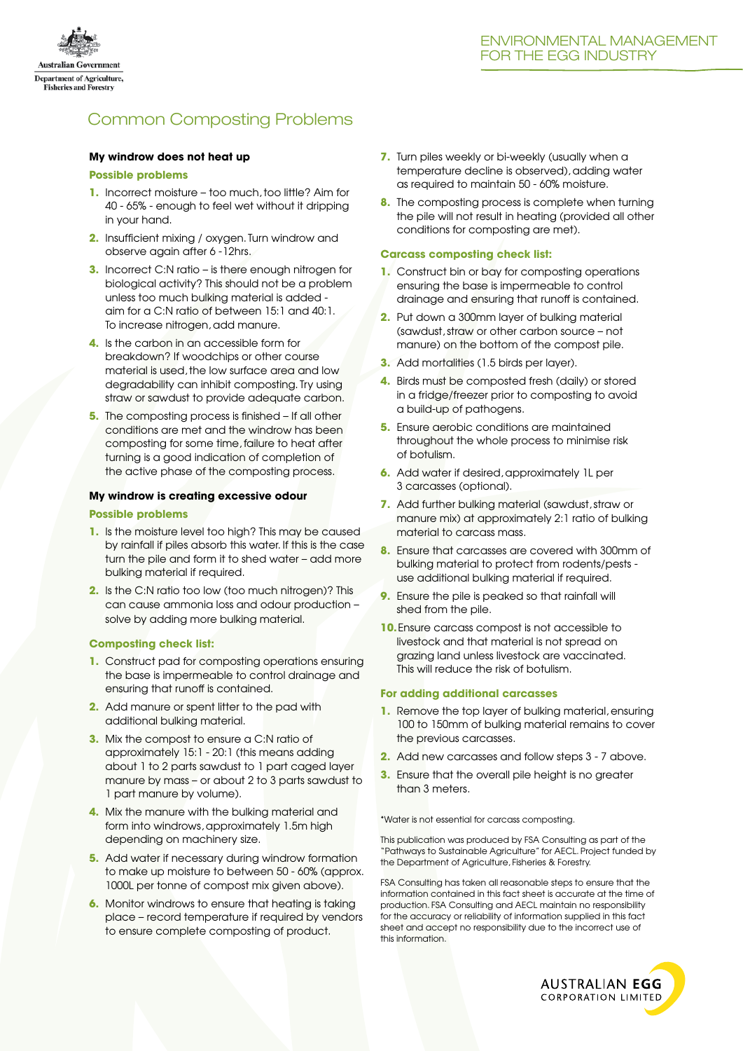# Common Composting Problems

### My windrow does not heat up

**Possible problems**

1. Incorrect moisture – too much, too little? Aim for 40 - 65% - enough to feel wet without it dripping in your hand.
2. Insufficient mixing / oxygen. Turn windrow and observe again after 6 -12hrs.
3. Incorrect C:N ratio – is there enough nitrogen for biological activity? This should not be a problem unless too much bulking material is added - aim for a C:N ratio of between 15:1 and 40:1. To increase nitrogen, add manure.
4. Is the carbon in an accessible form for breakdown? If woodchips or other course material is used, the low surface area and low degradability can inhibit composting. Try using straw or sawdust to provide adequate carbon.
5. The composting process is finished – If all other conditions are met and the windrow has been composting for some time, failure to heat after turning is a good indication of completion of the active phase of the composting process.

### My windrow is creating excessive odour

**Possible problems**

1. Is the moisture level too high? This may be caused by rainfall if piles absorb this water. If this is the case turn the pile and form it to shed water – add more bulking material if required.
2. Is the C:N ratio too low (too much nitrogen)? This can cause ammonia loss and odour production – solve by adding more bulking material.

**Composting check list:**

1. Construct pad for composting operations ensuring the base is impermeable to control drainage and ensuring that runoff is contained.
2. Add manure or spent litter to the pad with additional bulking material.
3. Mix the compost to ensure a C:N ratio of approximately 15:1 - 20:1 (this means adding about 1 to 2 parts sawdust to 1 part caged layer manure by mass – or about 2 to 3 parts sawdust to 1 part manure by volume).
4. Mix the manure with the bulking material and form into windrows, approximately 1.5m high depending on machinery size.
5. Add water if necessary during windrow formation to make up moisture to between 50 - 60% (approx. 1000L per tonne of compost mix given above).
6. Monitor windrows to ensure that heating is taking place – record temperature if required by vendors to ensure complete composting of product.
7. Turn piles weekly or bi-weekly (usually when a temperature decline is observed), adding water as required to maintain 50 - 60% moisture.
8. The composting process is complete when turning the pile will not result in heating (provided all other conditions for composting are met).

**Carcass composting check list:**

1. Construct bin or bay for composting operations ensuring the base is impermeable to control drainage and ensuring that runoff is contained.
2. Put down a 300mm layer of bulking material (sawdust, straw or other carbon source – not manure) on the bottom of the compost pile.
3. Add mortalities (1.5 birds per layer).
4. Birds must be composted fresh (daily) or stored in a fridge/freezer prior to composting to avoid a build-up of pathogens.
5. Ensure aerobic conditions are maintained throughout the whole process to minimise risk of botulism.
6. Add water if desired, approximately 1L per 3 carcasses (optional).
7. Add further bulking material (sawdust, straw or manure mix) at approximately 2:1 ratio of bulking material to carcass mass.
8. Ensure that carcasses are covered with 300mm of bulking material to protect from rodents/pests - use additional bulking material if required.
9. Ensure the pile is peaked so that rainfall will shed from the pile.
10. Ensure carcass compost is not accessible to livestock and that material is not spread on grazing land unless livestock are vaccinated. This will reduce the risk of botulism.

**For adding additional carcasses**

1. Remove the top layer of bulking material, ensuring 100 to 150mm of bulking material remains to cover the previous carcasses.
2. Add new carcasses and follow steps 3 - 7 above.
3. Ensure that the overall pile height is no greater than 3 meters.

*Water is not essential for carcass composting.

This publication was produced by FSA Consulting as part of the "Pathways to Sustainable Agriculture" for AECL. Project funded by the Department of Agriculture, Fisheries & Forestry.

FSA Consulting has taken all reasonable steps to ensure that the information contained in this fact sheet is accurate at the time of production. FSA Consulting and AECL maintain no responsibility for the accuracy or reliability of information supplied in this fact sheet and accept no responsibility due to the incorrect use of this information.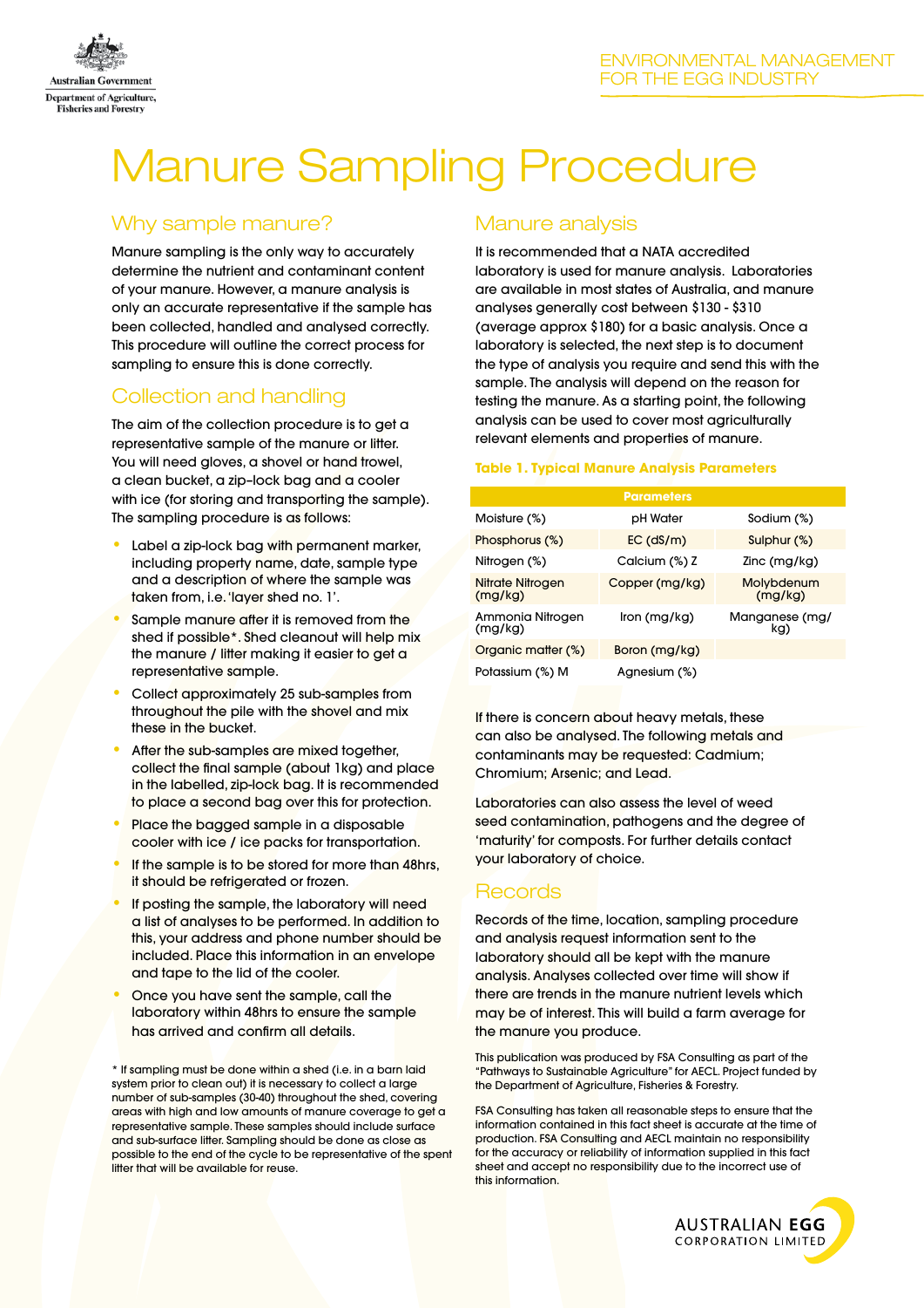Australian Government
Department of Agriculture, Fisheries and Forestry

ENVIRONMENTAL MANAGEMENT FOR THE EGG INDUSTRY

# Manure Sampling Procedure

## Why sample manure?

Manure sampling is the only way to accurately determine the nutrient and contaminant content of your manure. However, a manure analysis is only an accurate representative if the sample has been collected, handled and analysed correctly. This procedure will outline the correct process for sampling to ensure this is done correctly.

## Collection and handling

The aim of the collection procedure is to get a representative sample of the manure or litter. You will need gloves, a shovel or hand trowel, a clean bucket, a zip-lock bag and a cooler with ice (for storing and transporting the sample). The sampling procedure is as follows:

- Label a zip-lock bag with permanent marker, including property name, date, sample type and a description of where the sample was taken from, i.e. 'layer shed no. 1'.
- Sample manure after it is removed from the shed if possible*. Shed cleanout will help mix the manure / litter making it easier to get a representative sample.
- Collect approximately 25 sub-samples from throughout the pile with the shovel and mix these in the bucket.
- After the sub-samples are mixed together, collect the final sample (about 1kg) and place in the labelled, zip-lock bag. It is recommended to place a second bag over this for protection.
- Place the bagged sample in a disposable cooler with ice / ice packs for transportation.
- If the sample is to be stored for more than 48hrs, it should be refrigerated or frozen.
- If posting the sample, the laboratory will need a list of analyses to be performed. In addition to this, your address and phone number should be included. Place this information in an envelope and tape to the lid of the cooler.
- Once you have sent the sample, call the laboratory within 48hrs to ensure the sample has arrived and confirm all details.

* If sampling must be done within a shed (i.e. in a barn laid system prior to clean out) it is necessary to collect a large number of sub-samples (30-40) throughout the shed, covering areas with high and low amounts of manure coverage to get a representative sample. These samples should include surface and sub-surface litter. Sampling should be done as close as possible to the end of the cycle to be representative of the spent litter that will be available for reuse.

## Manure analysis

It is recommended that a NATA accredited laboratory is used for manure analysis. Laboratories are available in most states of Australia, and manure analyses generally cost between $130 - $310 (average approx $180) for a basic analysis. Once a laboratory is selected, the next step is to document the type of analysis you require and send this with the sample. The analysis will depend on the reason for testing the manure. As a starting point, the following analysis can be used to cover most agriculturally relevant elements and properties of manure.

**Table 1. Typical Manure Analysis Parameters**

| Parameters | | |
|---|---|---|
| Moisture (%) | pH Water | Sodium (%) |
| Phosphorus (%) | EC (dS/m) | Sulphur (%) |
| Nitrogen (%) | Calcium (%) Z | Zinc (mg/kg) |
| Nitrate Nitrogen (mg/kg) | Copper (mg/kg) | Molybdenum (mg/kg) |
| Ammonia Nitrogen (mg/kg) | Iron (mg/kg) | Manganese (mg/kg) |
| Organic matter (%) | Boron (mg/kg) | |
| Potassium (%) M | Agnesium (%) | |

If there is concern about heavy metals, these can also be analysed. The following metals and contaminants may be requested: Cadmium; Chromium; Arsenic; and Lead.

Laboratories can also assess the level of weed seed contamination, pathogens and the degree of 'maturity' for composts. For further details contact your laboratory of choice.

## Records

Records of the time, location, sampling procedure and analysis request information sent to the laboratory should all be kept with the manure analysis. Analyses collected over time will show if there are trends in the manure nutrient levels which may be of interest. This will build a farm average for the manure you produce.

This publication was produced by FSA Consulting as part of the "Pathways to Sustainable Agriculture" for AECL. Project funded by the Department of Agriculture, Fisheries & Forestry.

FSA Consulting has taken all reasonable steps to ensure that the information contained in this fact sheet is accurate at the time of production. FSA Consulting and AECL maintain no responsibility for the accuracy or reliability of information supplied in this fact sheet and accept no responsibility due to the incorrect use of this information.

AUSTRALIAN EGG CORPORATION LIMITED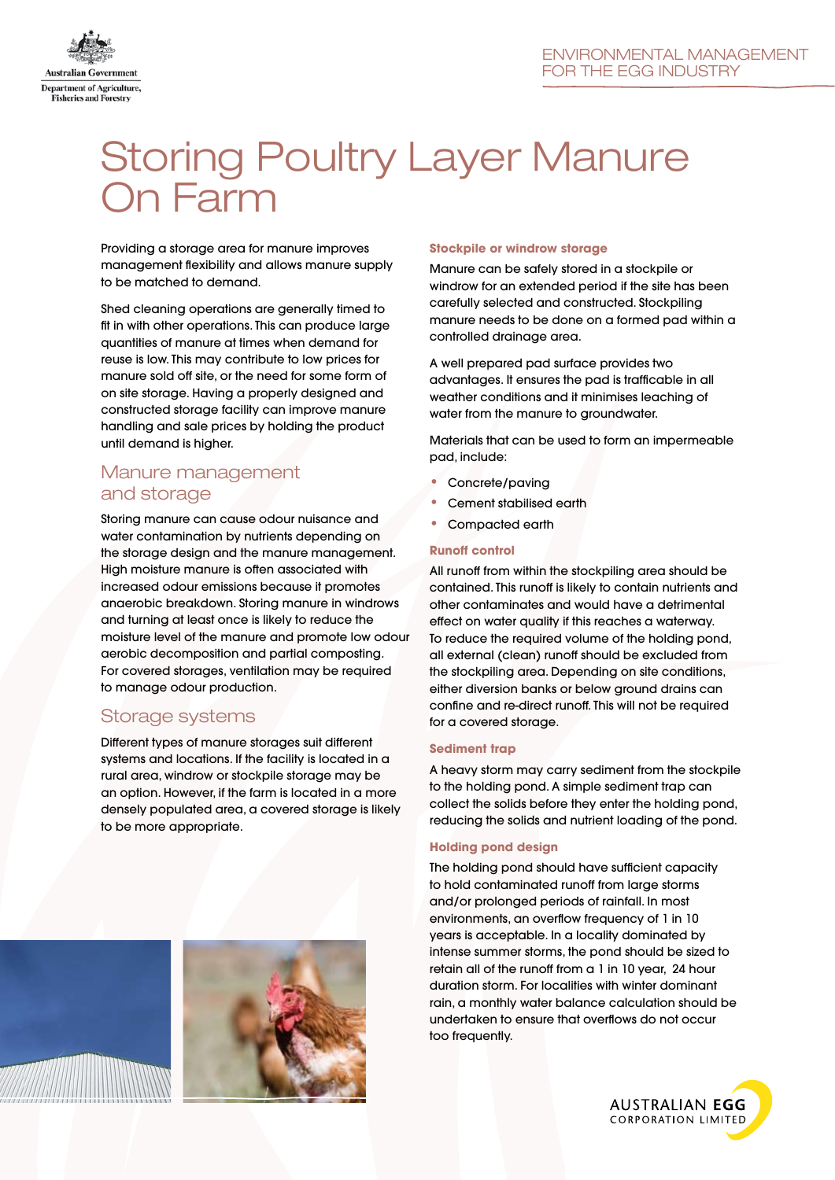# Storing Poultry Layer Manure On Farm

Providing a storage area for manure improves management flexibility and allows manure supply to be matched to demand.

Shed cleaning operations are generally timed to fit in with other operations. This can produce large quantities of manure at times when demand for reuse is low. This may contribute to low prices for manure sold off site, or the need for some form of on site storage. Having a properly designed and constructed storage facility can improve manure handling and sale prices by holding the product until demand is higher.

## Manure management and storage

Storing manure can cause odour nuisance and water contamination by nutrients depending on the storage design and the manure management. High moisture manure is often associated with increased odour emissions because it promotes anaerobic breakdown. Storing manure in windrows and turning at least once is likely to reduce the moisture level of the manure and promote low odour aerobic decomposition and partial composting. For covered storages, ventilation may be required to manage odour production.

## Storage systems

Different types of manure storages suit different systems and locations. If the facility is located in a rural area, windrow or stockpile storage may be an option. However, if the farm is located in a more densely populated area, a covered storage is likely to be more appropriate.

### Stockpile or windrow storage

Manure can be safely stored in a stockpile or windrow for an extended period if the site has been carefully selected and constructed. Stockpiling manure needs to be done on a formed pad within a controlled drainage area.

A well prepared pad surface provides two advantages. It ensures the pad is trafficable in all weather conditions and it minimises leaching of water from the manure to groundwater.

Materials that can be used to form an impermeable pad, include:

- Concrete/paving
- Cement stabilised earth
- Compacted earth

### Runoff control

All runoff from within the stockpiling area should be contained. This runoff is likely to contain nutrients and other contaminates and would have a detrimental effect on water quality if this reaches a waterway. To reduce the required volume of the holding pond, all external (clean) runoff should be excluded from the stockpiling area. Depending on site conditions, either diversion banks or below ground drains can confine and re-direct runoff. This will not be required for a covered storage.

### Sediment trap

A heavy storm may carry sediment from the stockpile to the holding pond. A simple sediment trap can collect the solids before they enter the holding pond, reducing the solids and nutrient loading of the pond.

### Holding pond design

The holding pond should have sufficient capacity to hold contaminated runoff from large storms and/or prolonged periods of rainfall. In most environments, an overflow frequency of 1 in 10 years is acceptable. In a locality dominated by intense summer storms, the pond should be sized to retain all of the runoff from a 1 in 10 year, 24 hour duration storm. For localities with winter dominant rain, a monthly water balance calculation should be undertaken to ensure that overflows do not occur too frequently.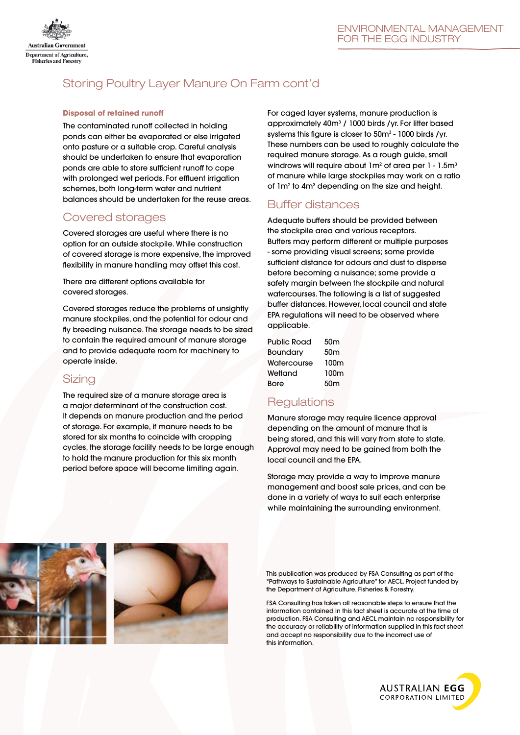## Storing Poultry Layer Manure On Farm cont'd

**Disposal of retained runoff**

The contaminated runoff collected in holding ponds can either be evaporated or else irrigated onto pasture or a suitable crop. Careful analysis should be undertaken to ensure that evaporation ponds are able to store sufficient runoff to cope with prolonged wet periods. For effluent irrigation schemes, both long-term water and nutrient balances should be undertaken for the reuse areas.

## Covered storages

Covered storages are useful where there is no option for an outside stockpile. While construction of covered storage is more expensive, the improved flexibility in manure handling may offset this cost.

There are different options available for covered storages.

Covered storages reduce the problems of unsightly manure stockpiles, and the potential for odour and fly breeding nuisance. The storage needs to be sized to contain the required amount of manure storage and to provide adequate room for machinery to operate inside.

## Sizing

The required size of a manure storage area is a major determinant of the construction cost. It depends on manure production and the period of storage. For example, if manure needs to be stored for six months to coincide with cropping cycles, the storage facility needs to be large enough to hold the manure production for this six month period before space will become limiting again.

For caged layer systems, manure production is approximately 40m$^3$ / 1000 birds /yr. For litter based systems this figure is closer to 50m$^3$ - 1000 birds /yr. These numbers can be used to roughly calculate the required manure storage. As a rough guide, small windrows will require about 1m$^2$ of area per 1 - 1.5m$^3$ of manure while large stockpiles may work on a ratio of 1m$^2$ to 4m$^3$ depending on the size and height.

## Buffer distances

Adequate buffers should be provided between the stockpile area and various receptors. Buffers may perform different or multiple purposes - some providing visual screens; some provide sufficient distance for odours and dust to disperse before becoming a nuisance; some provide a safety margin between the stockpile and natural watercourses. The following is a list of suggested buffer distances. However, local council and state EPA regulations will need to be observed where applicable.

| | |
|---|---|
| Public Road | 50m |
| Boundary | 50m |
| Watercourse | 100m |
| Wetland | 100m |
| Bore | 50m |

## Regulations

Manure storage may require licence approval depending on the amount of manure that is being stored, and this will vary from state to state. Approval may need to be gained from both the local council and the EPA.

Storage may provide a way to improve manure management and boost sale prices, and can be done in a variety of ways to suit each enterprise while maintaining the surrounding environment.

This publication was produced by FSA Consulting as part of the "Pathways to Sustainable Agriculture" for AECL. Project funded by the Department of Agriculture, Fisheries & Forestry.

FSA Consulting has taken all reasonable steps to ensure that the information contained in this fact sheet is accurate at the time of production. FSA Consulting and AECL maintain no responsibility for the accuracy or reliability of information supplied in this fact sheet and accept no responsibility due to the incorrect use of this information.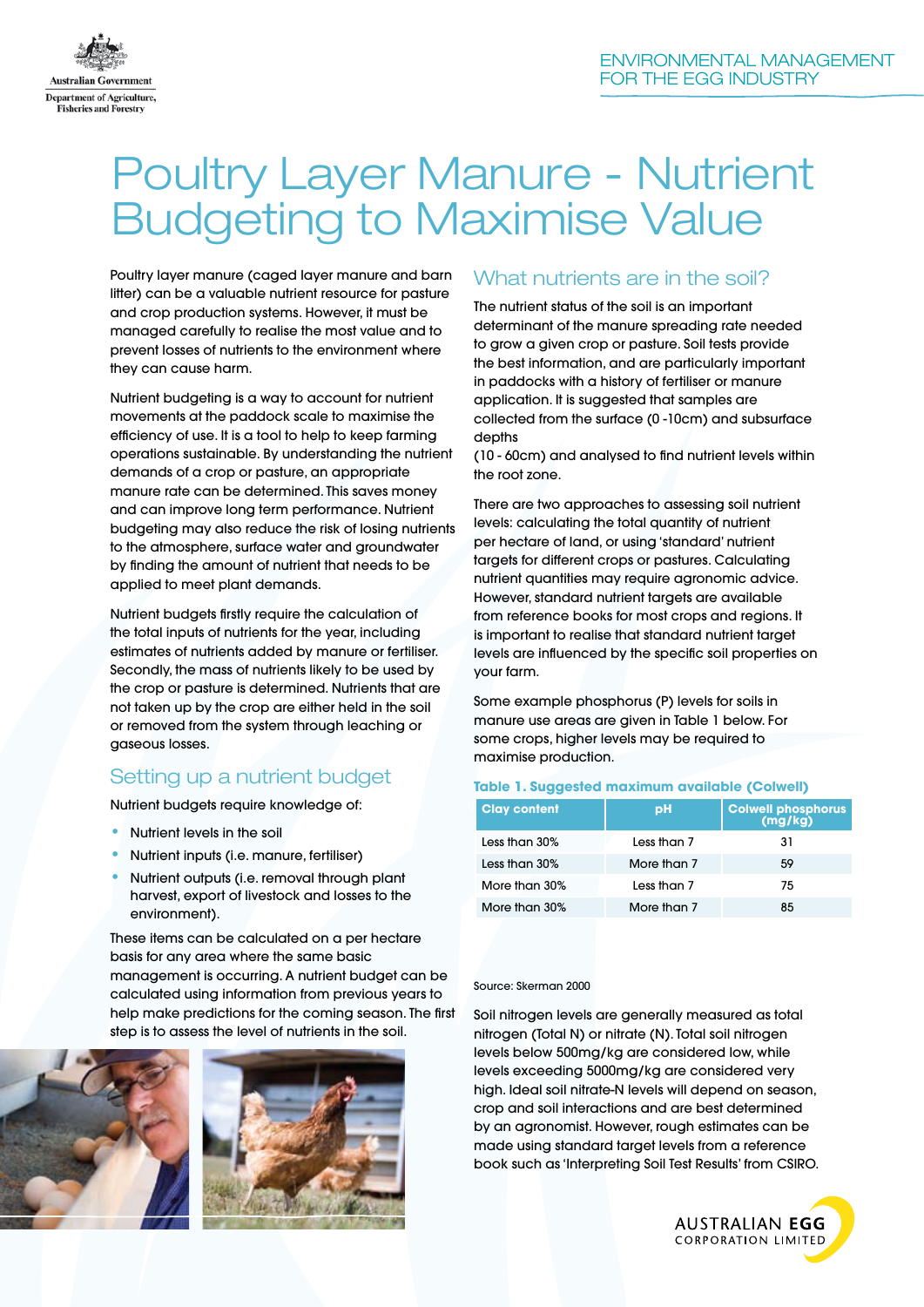# Poultry Layer Manure - Nutrient Budgeting to Maximise Value

Poultry layer manure (caged layer manure and barn litter) can be a valuable nutrient resource for pasture and crop production systems. However, it must be managed carefully to realise the most value and to prevent losses of nutrients to the environment where they can cause harm.

Nutrient budgeting is a way to account for nutrient movements at the paddock scale to maximise the efficiency of use. It is a tool to help to keep farming operations sustainable. By understanding the nutrient demands of a crop or pasture, an appropriate manure rate can be determined. This saves money and can improve long term performance. Nutrient budgeting may also reduce the risk of losing nutrients to the atmosphere, surface water and groundwater by finding the amount of nutrient that needs to be applied to meet plant demands.

Nutrient budgets firstly require the calculation of the total inputs of nutrients for the year, including estimates of nutrients added by manure or fertiliser. Secondly, the mass of nutrients likely to be used by the crop or pasture is determined. Nutrients that are not taken up by the crop are either held in the soil or removed from the system through leaching or gaseous losses.

## Setting up a nutrient budget

Nutrient budgets require knowledge of:

- Nutrient levels in the soil
- Nutrient inputs (i.e. manure, fertiliser)
- Nutrient outputs (i.e. removal through plant harvest, export of livestock and losses to the environment).

These items can be calculated on a per hectare basis for any area where the same basic management is occurring. A nutrient budget can be calculated using information from previous years to help make predictions for the coming season. The first step is to assess the level of nutrients in the soil.

## What nutrients are in the soil?

The nutrient status of the soil is an important determinant of the manure spreading rate needed to grow a given crop or pasture. Soil tests provide the best information, and are particularly important in paddocks with a history of fertiliser or manure application. It is suggested that samples are collected from the surface (0 -10cm) and subsurface depths
(10 - 60cm) and analysed to find nutrient levels within the root zone.

There are two approaches to assessing soil nutrient levels: calculating the total quantity of nutrient per hectare of land, or using 'standard' nutrient targets for different crops or pastures. Calculating nutrient quantities may require agronomic advice. However, standard nutrient targets are available from reference books for most crops and regions. It is important to realise that standard nutrient target levels are influenced by the specific soil properties on your farm.

Some example phosphorus (P) levels for soils in manure use areas are given in Table 1 below. For some crops, higher levels may be required to maximise production.

**Table 1. Suggested maximum available (Colwell)**

| Clay content | pH | Colwell phosphorus (mg/kg) |
|---|---|---|
| Less than 30% | Less than 7 | 31 |
| Less than 30% | More than 7 | 59 |
| More than 30% | Less than 7 | 75 |
| More than 30% | More than 7 | 85 |

Source: Skerman 2000

Soil nitrogen levels are generally measured as total nitrogen (Total N) or nitrate (N). Total soil nitrogen levels below 500mg/kg are considered low, while levels exceeding 5000mg/kg are considered very high. Ideal soil nitrate-N levels will depend on season, crop and soil interactions and are best determined by an agronomist. However, rough estimates can be made using standard target levels from a reference book such as 'Interpreting Soil Test Results' from CSIRO.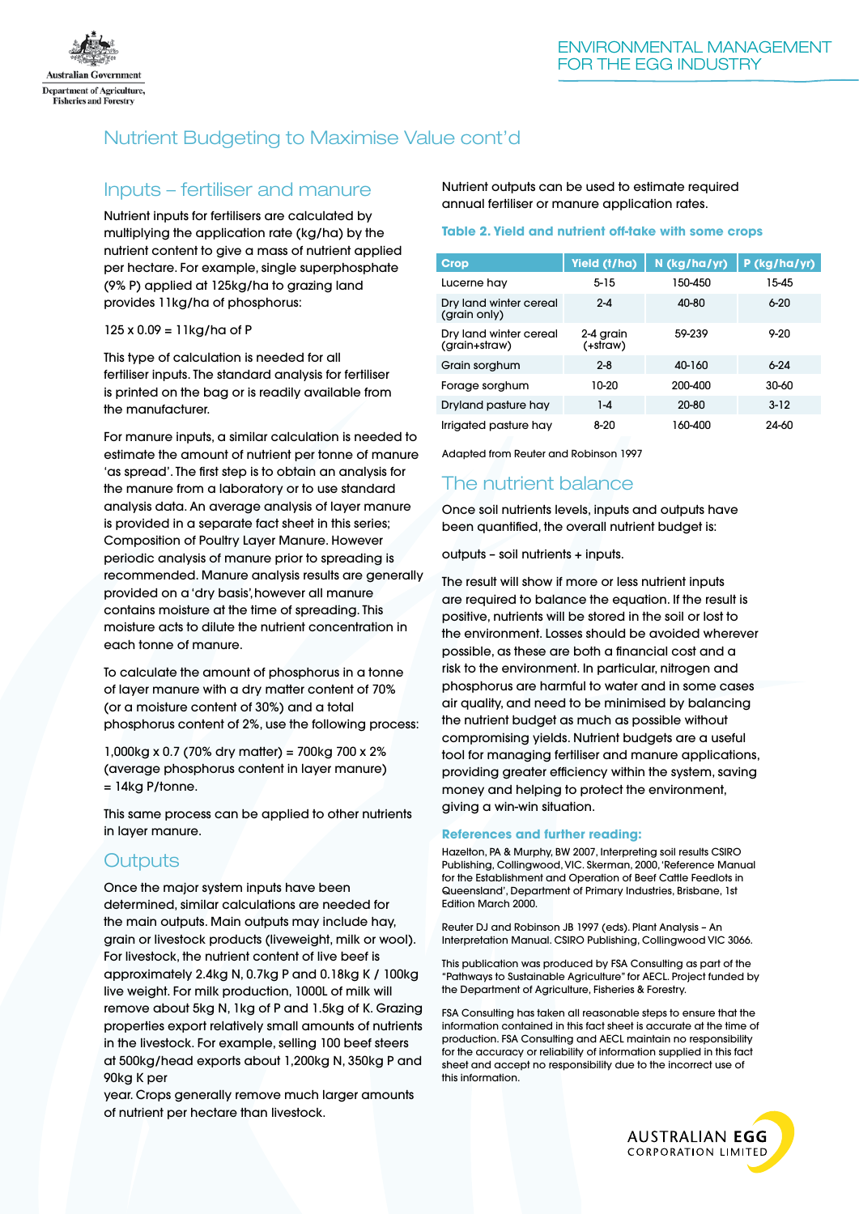# Nutrient Budgeting to Maximise Value cont'd

## Inputs – fertiliser and manure

Nutrient inputs for fertilisers are calculated by multiplying the application rate (kg/ha) by the nutrient content to give a mass of nutrient applied per hectare. For example, single superphosphate (9% P) applied at 125kg/ha to grazing land provides 11kg/ha of phosphorus:

125 x 0.09 = 11kg/ha of P

This type of calculation is needed for all fertiliser inputs. The standard analysis for fertiliser is printed on the bag or is readily available from the manufacturer.

For manure inputs, a similar calculation is needed to estimate the amount of nutrient per tonne of manure 'as spread'. The first step is to obtain an analysis for the manure from a laboratory or to use standard analysis data. An average analysis of layer manure is provided in a separate fact sheet in this series; Composition of Poultry Layer Manure. However periodic analysis of manure prior to spreading is recommended. Manure analysis results are generally provided on a 'dry basis', however all manure contains moisture at the time of spreading. This moisture acts to dilute the nutrient concentration in each tonne of manure.

To calculate the amount of phosphorus in a tonne of layer manure with a dry matter content of 70% (or a moisture content of 30%) and a total phosphorus content of 2%, use the following process:

1,000kg x 0.7 (70% dry matter) = 700kg 700 x 2% (average phosphorus content in layer manure) = 14kg P/tonne.

This same process can be applied to other nutrients in layer manure.

## Outputs

Once the major system inputs have been determined, similar calculations are needed for the main outputs. Main outputs may include hay, grain or livestock products (liveweight, milk or wool). For livestock, the nutrient content of live beef is approximately 2.4kg N, 0.7kg P and 0.18kg K / 100kg live weight. For milk production, 1000L of milk will remove about 5kg N, 1kg of P and 1.5kg of K. Grazing properties export relatively small amounts of nutrients in the livestock. For example, selling 100 beef steers at 500kg/head exports about 1,200kg N, 350kg P and 90kg K per year. Crops generally remove much larger amounts of nutrient per hectare than livestock.

Nutrient outputs can be used to estimate required annual fertiliser or manure application rates.

**Table 2. Yield and nutrient off-take with some crops**

| Crop | Yield (t/ha) | N (kg/ha/yr) | P (kg/ha/yr) |
|---|---|---|---|
| Lucerne hay | 5-15 | 150-450 | 15-45 |
| Dry land winter cereal (grain only) | 2-4 | 40-80 | 6-20 |
| Dry land winter cereal (grain+straw) | 2-4 grain (+straw) | 59-239 | 9-20 |
| Grain sorghum | 2-8 | 40-160 | 6-24 |
| Forage sorghum | 10-20 | 200-400 | 30-60 |
| Dryland pasture hay | 1-4 | 20-80 | 3-12 |
| Irrigated pasture hay | 8-20 | 160-400 | 24-60 |

Adapted from Reuter and Robinson 1997

## The nutrient balance

Once soil nutrients levels, inputs and outputs have been quantified, the overall nutrient budget is:

outputs – soil nutrients + inputs.

The result will show if more or less nutrient inputs are required to balance the equation. If the result is positive, nutrients will be stored in the soil or lost to the environment. Losses should be avoided wherever possible, as these are both a financial cost and a risk to the environment. In particular, nitrogen and phosphorus are harmful to water and in some cases air quality, and need to be minimised by balancing the nutrient budget as much as possible without compromising yields. Nutrient budgets are a useful tool for managing fertiliser and manure applications, providing greater efficiency within the system, saving money and helping to protect the environment, giving a win-win situation.

### References and further reading:

Hazelton, PA & Murphy, BW 2007, Interpreting soil results CSIRO Publishing, Collingwood, VIC. Skerman, 2000, 'Reference Manual for the Establishment and Operation of Beef Cattle Feedlots in Queensland', Department of Primary Industries, Brisbane, 1st Edition March 2000.

Reuter DJ and Robinson JB 1997 (eds). Plant Analysis – An Interpretation Manual. CSIRO Publishing, Collingwood VIC 3066.

This publication was produced by FSA Consulting as part of the "Pathways to Sustainable Agriculture" for AECL. Project funded by the Department of Agriculture, Fisheries & Forestry.

FSA Consulting has taken all reasonable steps to ensure that the information contained in this fact sheet is accurate at the time of production. FSA Consulting and AECL maintain no responsibility for the accuracy or reliability of information supplied in this fact sheet and accept no responsibility due to the incorrect use of this information.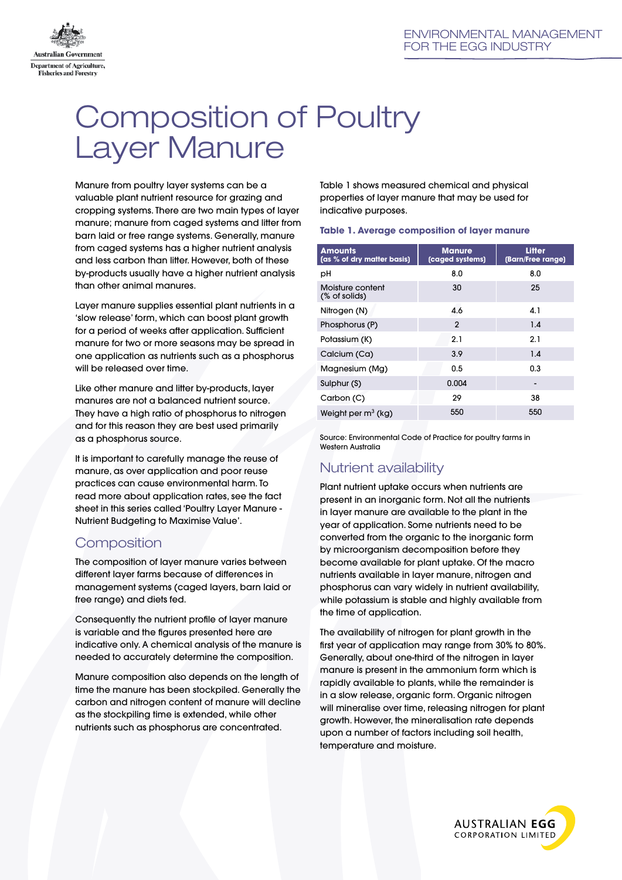# Composition of Poultry Layer Manure

Manure from poultry layer systems can be a valuable plant nutrient resource for grazing and cropping systems. There are two main types of layer manure; manure from caged systems and litter from barn laid or free range systems. Generally, manure from caged systems has a higher nutrient analysis and less carbon than litter. However, both of these by-products usually have a higher nutrient analysis than other animal manures.

Layer manure supplies essential plant nutrients in a 'slow release' form, which can boost plant growth for a period of weeks after application. Sufficient manure for two or more seasons may be spread in one application as nutrients such as a phosphorus will be released over time.

Like other manure and litter by-products, layer manures are not a balanced nutrient source. They have a high ratio of phosphorus to nitrogen and for this reason they are best used primarily as a phosphorus source.

It is important to carefully manage the reuse of manure, as over application and poor reuse practices can cause environmental harm. To read more about application rates, see the fact sheet in this series called 'Poultry Layer Manure - Nutrient Budgeting to Maximise Value'.

## Composition

The composition of layer manure varies between different layer farms because of differences in management systems (caged layers, barn laid or free range) and diets fed.

Consequently the nutrient profile of layer manure is variable and the figures presented here are indicative only. A chemical analysis of the manure is needed to accurately determine the composition.

Manure composition also depends on the length of time the manure has been stockpiled. Generally the carbon and nitrogen content of manure will decline as the stockpiling time is extended, while other nutrients such as phosphorus are concentrated.

Table 1 shows measured chemical and physical properties of layer manure that may be used for indicative purposes.

**Table 1. Average composition of layer manure**

| Amounts (as % of dry matter basis) | Manure (caged systems) | Litter (Barn/Free range) |
|---|---|---|
| pH | 8.0 | 8.0 |
| Moisture content (% of solids) | 30 | 25 |
| Nitrogen (N) | 4.6 | 4.1 |
| Phosphorus (P) | 2 | 1.4 |
| Potassium (K) | 2.1 | 2.1 |
| Calcium (Ca) | 3.9 | 1.4 |
| Magnesium (Mg) | 0.5 | 0.3 |
| Sulphur (S) | 0.004 | - |
| Carbon (C) | 29 | 38 |
| Weight per $m^3$ (kg) | 550 | 550 |

Source: Environmental Code of Practice for poultry farms in Western Australia

## Nutrient availability

Plant nutrient uptake occurs when nutrients are present in an inorganic form. Not all the nutrients in layer manure are available to the plant in the year of application. Some nutrients need to be converted from the organic to the inorganic form by microorganism decomposition before they become available for plant uptake. Of the macro nutrients available in layer manure, nitrogen and phosphorus can vary widely in nutrient availability, while potassium is stable and highly available from the time of application.

The availability of nitrogen for plant growth in the first year of application may range from 30% to 80%. Generally, about one-third of the nitrogen in layer manure is present in the ammonium form which is rapidly available to plants, while the remainder is in a slow release, organic form. Organic nitrogen will mineralise over time, releasing nitrogen for plant growth. However, the mineralisation rate depends upon a number of factors including soil health, temperature and moisture.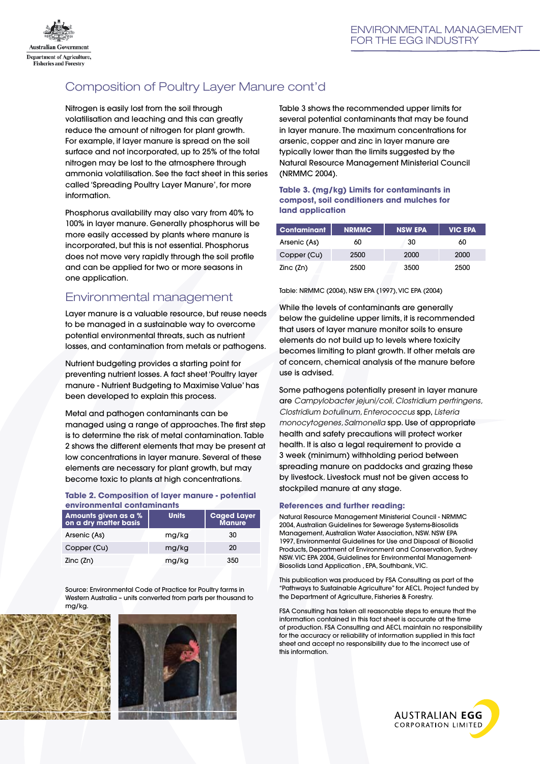## Composition of Poultry Layer Manure cont'd

Nitrogen is easily lost from the soil through volatilisation and leaching and this can greatly reduce the amount of nitrogen for plant growth. For example, if layer manure is spread on the soil surface and not incorporated, up to 25% of the total nitrogen may be lost to the atmosphere through ammonia volatilisation. See the fact sheet in this series called 'Spreading Poultry Layer Manure', for more information.

Phosphorus availability may also vary from 40% to 100% in layer manure. Generally phosphorus will be more easily accessed by plants where manure is incorporated, but this is not essential. Phosphorus does not move very rapidly through the soil profile and can be applied for two or more seasons in one application.

## Environmental management

Layer manure is a valuable resource, but reuse needs to be managed in a sustainable way to overcome potential environmental threats, such as nutrient losses, and contamination from metals or pathogens.

Nutrient budgeting provides a starting point for preventing nutrient losses. A fact sheet 'Poultry layer manure - Nutrient Budgeting to Maximise Value' has been developed to explain this process.

Metal and pathogen contaminants can be managed using a range of approaches. The first step is to determine the risk of metal contamination. Table 2 shows the different elements that may be present at low concentrations in layer manure. Several of these elements are necessary for plant growth, but may become toxic to plants at high concentrations.

**Table 2. Composition of layer manure - potential environmental contaminants**

| Amounts given as a % on a dry matter basis | Units | Caged Layer Manure |
|---|---|---|
| Arsenic (As) | mg/kg | 30 |
| Copper (Cu) | mg/kg | 20 |
| Zinc (Zn) | mg/kg | 350 |

Source: Environmental Code of Practice for Poultry farms in Western Australia – units converted from parts per thousand to mg/kg.

Table 3 shows the recommended upper limits for several potential contaminants that may be found in layer manure. The maximum concentrations for arsenic, copper and zinc in layer manure are typically lower than the limits suggested by the Natural Resource Management Ministerial Council (NRMMC 2004).

**Table 3. (mg/kg) Limits for contaminants in compost, soil conditioners and mulches for land application**

| Contaminant | NRMMC | NSW EPA | VIC EPA |
|---|---|---|---|
| Arsenic (As) | 60 | 30 | 60 |
| Copper (Cu) | 2500 | 2000 | 2000 |
| Zinc (Zn) | 2500 | 3500 | 2500 |

Table: NRMMC (2004), NSW EPA (1997), VIC EPA (2004)

While the levels of contaminants are generally below the guideline upper limits, it is recommended that users of layer manure monitor soils to ensure elements do not build up to levels where toxicity becomes limiting to plant growth. If other metals are of concern, chemical analysis of the manure before use is advised.

Some pathogens potentially present in layer manure are *Campylobacter jejuni/coli, Clostridium perfringens, Clostridium botulinum, Enterococcus* spp, *Listeria monocytogenes, Salmonella* spp. Use of appropriate health and safety precautions will protect worker health. It is also a legal requirement to provide a 3 week (minimum) withholding period between spreading manure on paddocks and grazing these by livestock. Livestock must not be given access to stockpiled manure at any stage.

### References and further reading:

Natural Resource Management Ministerial Council - NRMMC 2004, Australian Guidelines for Sewerage Systems-Biosolids Management, Australian Water Association, NSW. NSW EPA 1997, Environmental Guidelines for Use and Disposal of Biosolid Products, Department of Environment and Conservation, Sydney NSW. VIC EPA 2004, Guidelines for Environmental Management-Biosolids Land Application , EPA, Southbank, VIC.

This publication was produced by FSA Consulting as part of the "Pathways to Sustainable Agriculture" for AECL. Project funded by the Department of Agriculture, Fisheries & Forestry.

FSA Consulting has taken all reasonable steps to ensure that the information contained in this fact sheet is accurate at the time of production. FSA Consulting and AECL maintain no responsibility for the accuracy or reliability of information supplied in this fact sheet and accept no responsibility due to the incorrect use of this information.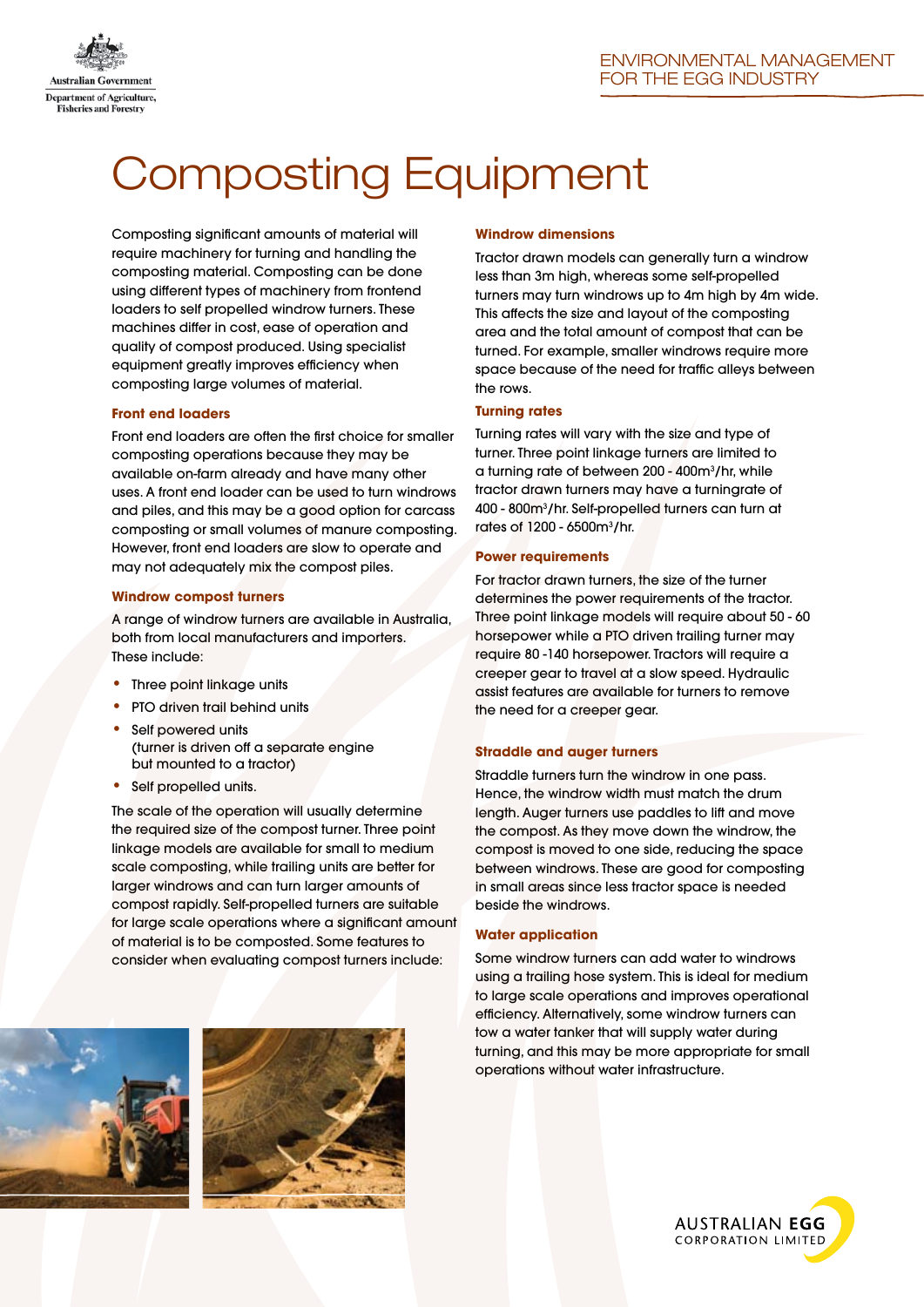# Composting Equipment

Composting significant amounts of material will require machinery for turning and handling the composting material. Composting can be done using different types of machinery from frontend loaders to self propelled windrow turners. These machines differ in cost, ease of operation and quality of compost produced. Using specialist equipment greatly improves efficiency when composting large volumes of material.

### Front end loaders

Front end loaders are often the first choice for smaller composting operations because they may be available on-farm already and have many other uses. A front end loader can be used to turn windrows and piles, and this may be a good option for carcass composting or small volumes of manure composting. However, front end loaders are slow to operate and may not adequately mix the compost piles.

### Windrow compost turners

A range of windrow turners are available in Australia, both from local manufacturers and importers. These include:

- Three point linkage units
- PTO driven trail behind units
- Self powered units (turner is driven off a separate engine but mounted to a tractor)
- Self propelled units.

The scale of the operation will usually determine the required size of the compost turner. Three point linkage models are available for small to medium scale composting, while trailing units are better for larger windrows and can turn larger amounts of compost rapidly. Self-propelled turners are suitable for large scale operations where a significant amount of material is to be composted. Some features to consider when evaluating compost turners include:

### Windrow dimensions

Tractor drawn models can generally turn a windrow less than 3m high, whereas some self-propelled turners may turn windrows up to 4m high by 4m wide. This affects the size and layout of the composting area and the total amount of compost that can be turned. For example, smaller windrows require more space because of the need for traffic alleys between the rows.

### Turning rates

Turning rates will vary with the size and type of turner. Three point linkage turners are limited to a turning rate of between 200 - 400m$^3$/hr, while tractor drawn turners may have a turningrate of 400 - 800m$^3$/hr. Self-propelled turners can turn at rates of 1200 - 6500m$^3$/hr.

### Power requirements

For tractor drawn turners, the size of the turner determines the power requirements of the tractor. Three point linkage models will require about 50 - 60 horsepower while a PTO driven trailing turner may require 80 -140 horsepower. Tractors will require a creeper gear to travel at a slow speed. Hydraulic assist features are available for turners to remove the need for a creeper gear.

### Straddle and auger turners

Straddle turners turn the windrow in one pass. Hence, the windrow width must match the drum length. Auger turners use paddles to lift and move the compost. As they move down the windrow, the compost is moved to one side, reducing the space between windrows. These are good for composting in small areas since less tractor space is needed beside the windrows.

### Water application

Some windrow turners can add water to windrows using a trailing hose system. This is ideal for medium to large scale operations and improves operational efficiency. Alternatively, some windrow turners can tow a water tanker that will supply water during turning, and this may be more appropriate for small operations without water infrastructure.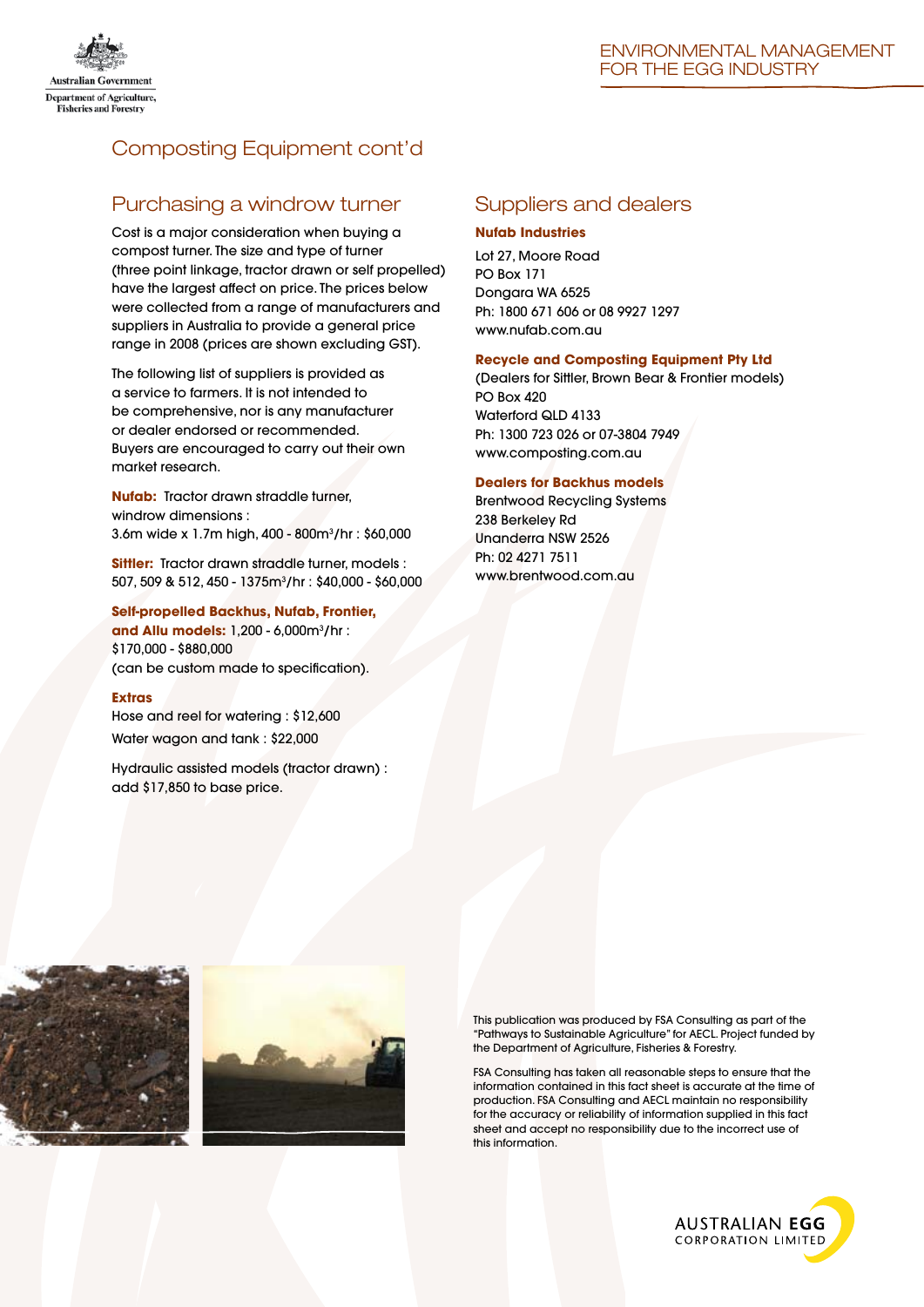# Composting Equipment cont'd

## Purchasing a windrow turner

Cost is a major consideration when buying a compost turner. The size and type of turner (three point linkage, tractor drawn or self propelled) have the largest affect on price. The prices below were collected from a range of manufacturers and suppliers in Australia to provide a general price range in 2008 (prices are shown excluding GST).

The following list of suppliers is provided as a service to farmers. It is not intended to be comprehensive, nor is any manufacturer or dealer endorsed or recommended. Buyers are encouraged to carry out their own market research.

**Nufab:** Tractor drawn straddle turner, window dimensions :
3.6m wide x 1.7m high, 400 - 800m³/hr : $60,000

**Sittler:** Tractor drawn straddle turner, models : 507, 509 & 512, 450 - 1375m³/hr : $40,000 - $60,000

**Self-propelled Backhus, Nufab, Frontier, and Allu models:** 1,200 - 6,000m³/hr :
$170,000 - $880,000
(can be custom made to specification).

**Extras**

Hose and reel for watering : $12,600

Water wagon and tank : $22,000

Hydraulic assisted models (tractor drawn) : add $17,850 to base price.

## Suppliers and dealers

**Nufab Industries**

Lot 27, Moore Road
PO Box 171
Dongara WA 6525
Ph: 1800 671 606 or 08 9927 1297
www.nufab.com.au

**Recycle and Composting Equipment Pty Ltd**

(Dealers for Sittler, Brown Bear & Frontier models)
PO Box 420
Waterford QLD 4133
Ph: 1300 723 026 or 07-3804 7949
www.composting.com.au

**Dealers for Backhus models**

Brentwood Recycling Systems
238 Berkeley Rd
Unanderra NSW 2526
Ph: 02 4271 7511
www.brentwood.com.au

This publication was produced by FSA Consulting as part of the "Pathways to Sustainable Agriculture" for AECL. Project funded by the Department of Agriculture, Fisheries & Forestry.

FSA Consulting has taken all reasonable steps to ensure that the information contained in this fact sheet is accurate at the time of production. FSA Consulting and AECL maintain no responsibility for the accuracy or reliability of information supplied in this fact sheet and accept no responsibility due to the incorrect use of this information.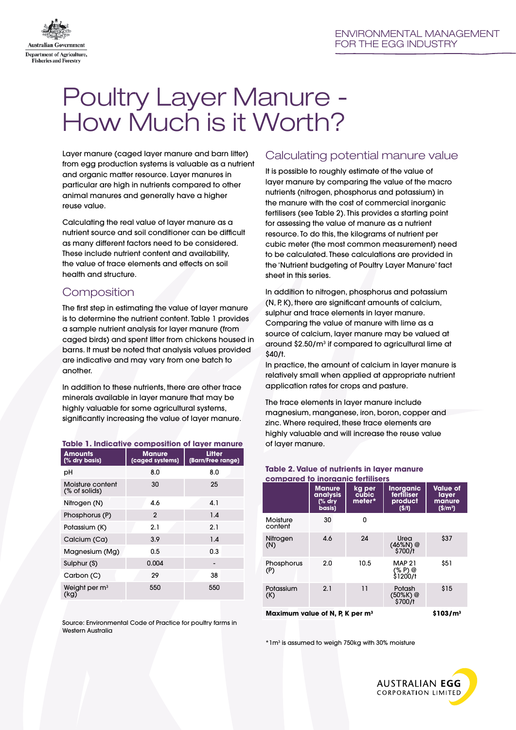# Poultry Layer Manure - How Much is it Worth?

Layer manure (caged layer manure and barn litter) from egg production systems is valuable as a nutrient and organic matter resource. Layer manures in particular are high in nutrients compared to other animal manures and generally have a higher reuse value.

Calculating the real value of layer manure as a nutrient source and soil conditioner can be difficult as many different factors need to be considered. These include nutrient content and availability, the value of trace elements and effects on soil health and structure.

## Composition

The first step in estimating the value of layer manure is to determine the nutrient content. Table 1 provides a sample nutrient analysis for layer manure (from caged birds) and spent litter from chickens housed in barns. It must be noted that analysis values provided are indicative and may vary from one batch to another.

In addition to these nutrients, there are other trace minerals available in layer manure that may be highly valuable for some agricultural systems, significantly increasing the value of layer manure.

**Table 1. Indicative composition of layer manure**

| Amounts (% dry basis) | Manure (caged systems) | Litter (Barn/Free range) |
|---|---|---|
| pH | 8.0 | 8.0 |
| Moisture content (% of solids) | 30 | 25 |
| Nitrogen (N) | 4.6 | 4.1 |
| Phosphorus (P) | 2 | 1.4 |
| Potassium (K) | 2.1 | 2.1 |
| Calcium (Ca) | 3.9 | 1.4 |
| Magnesium (Mg) | 0.5 | 0.3 |
| Sulphur (S) | 0.004 | - |
| Carbon (C) | 29 | 38 |
| Weight per m³ (kg) | 550 | 550 |

Source: Environmental Code of Practice for poultry farms in Western Australia

## Calculating potential manure value

It is possible to roughly estimate of the value of layer manure by comparing the value of the macro nutrients (nitrogen, phosphorus and potassium) in the manure with the cost of commercial inorganic fertilisers (see Table 2). This provides a starting point for assessing the value of manure as a nutrient resource. To do this, the kilograms of nutrient per cubic meter (the most common measurement) need to be calculated. These calculations are provided in the 'Nutrient budgeting of Poultry Layer Manure' fact sheet in this series.

In addition to nitrogen, phosphorus and potassium (N, P, K), there are significant amounts of calcium, sulphur and trace elements in layer manure. Comparing the value of manure with lime as a source of calcium, layer manure may be valued at around $2.50/m³ if compared to agricultural lime at $40/t.

In practice, the amount of calcium in layer manure is relatively small when applied at appropriate nutrient application rates for crops and pasture.

The trace elements in layer manure include magnesium, manganese, iron, boron, copper and zinc. Where required, these trace elements are highly valuable and will increase the reuse value of layer manure.

**Table 2. Value of nutrients in layer manure compared to inorganic fertilisers**

| | Manure analysis (% dry basis) | kg per cubic meter* | Inorganic fertiliser product ($/t) | Value of layer manure ($/m³) |
|---|---|---|---|---|
| Moisture content | 30 | 0 | | |
| Nitrogen (N) | 4.6 | 24 | Urea (46%N) @ $700/t | $37 |
| Phosphorus (P) | 2.0 | 10.5 | MAP 21 (% P) @ $1200/t | $51 |
| Potassium (K) | 2.1 | 11 | Potash (50%K) @ $700/t | $15 |
| **Maximum value of N, P, K per m³** | | | | **$103/m³** |

*1m³ is assumed to weigh 750kg with 30% moisture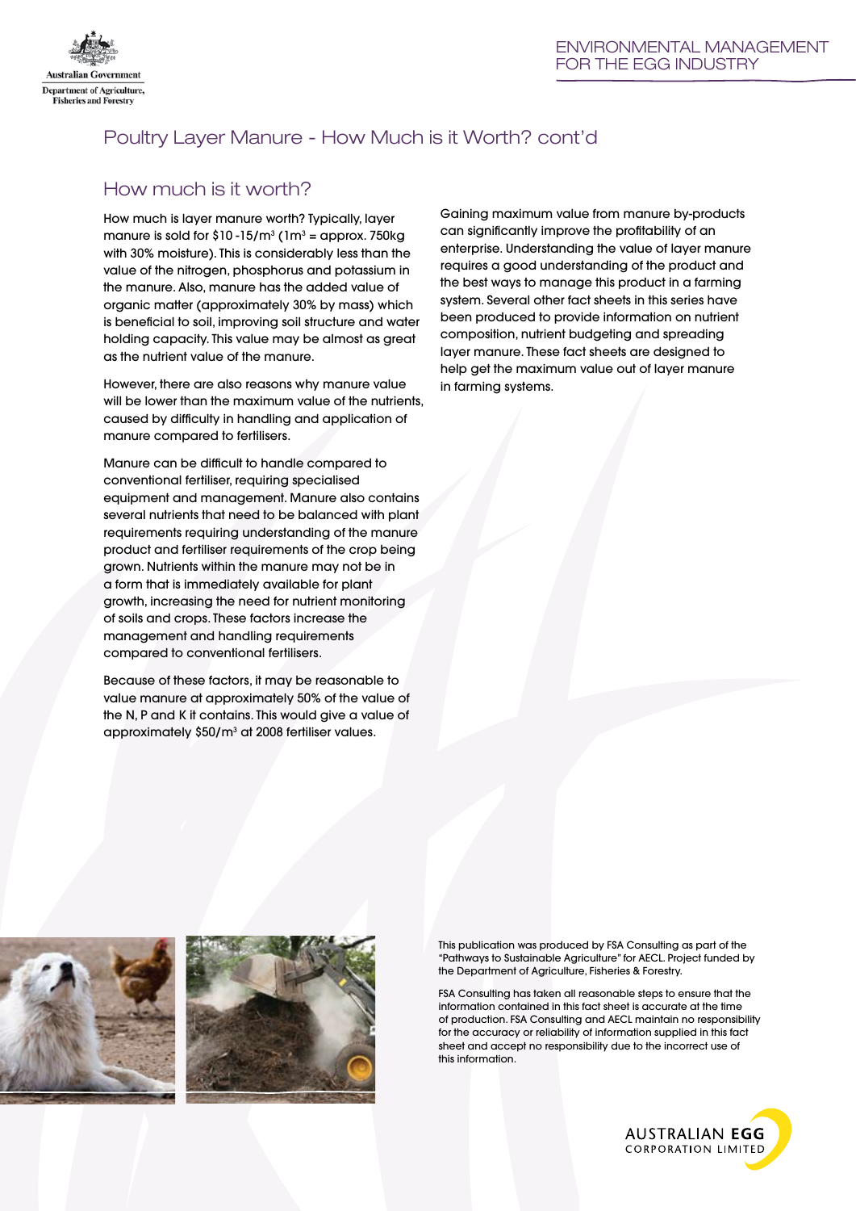# Poultry Layer Manure - How Much is it Worth? cont'd

## How much is it worth?

How much is layer manure worth? Typically, layer manure is sold for \$10 -15/m$^3$ (1m$^3$ = approx. 750kg with 30% moisture). This is considerably less than the value of the nitrogen, phosphorus and potassium in the manure. Also, manure has the added value of organic matter (approximately 30% by mass) which is beneficial to soil, improving soil structure and water holding capacity. This value may be almost as great as the nutrient value of the manure.

However, there are also reasons why manure value will be lower than the maximum value of the nutrients, caused by difficulty in handling and application of manure compared to fertilisers.

Manure can be difficult to handle compared to conventional fertiliser, requiring specialised equipment and management. Manure also contains several nutrients that need to be balanced with plant requirements requiring understanding of the manure product and fertiliser requirements of the crop being grown. Nutrients within the manure may not be in a form that is immediately available for plant growth, increasing the need for nutrient monitoring of soils and crops. These factors increase the management and handling requirements compared to conventional fertilisers.

Because of these factors, it may be reasonable to value manure at approximately 50% of the value of the N, P and K it contains. This would give a value of approximately \$50/m$^3$ at 2008 fertiliser values.

Gaining maximum value from manure by-products can significantly improve the profitability of an enterprise. Understanding the value of layer manure requires a good understanding of the product and the best ways to manage this product in a farming system. Several other fact sheets in this series have been produced to provide information on nutrient composition, nutrient budgeting and spreading layer manure. These fact sheets are designed to help get the maximum value out of layer manure in farming systems.

This publication was produced by FSA Consulting as part of the "Pathways to Sustainable Agriculture" for AECL. Project funded by the Department of Agriculture, Fisheries & Forestry.

FSA Consulting has taken all reasonable steps to ensure that the information contained in this fact sheet is accurate at the time of production. FSA Consulting and AECL maintain no responsibility for the accuracy or reliability of information supplied in this fact sheet and accept no responsibility due to the incorrect use of this information.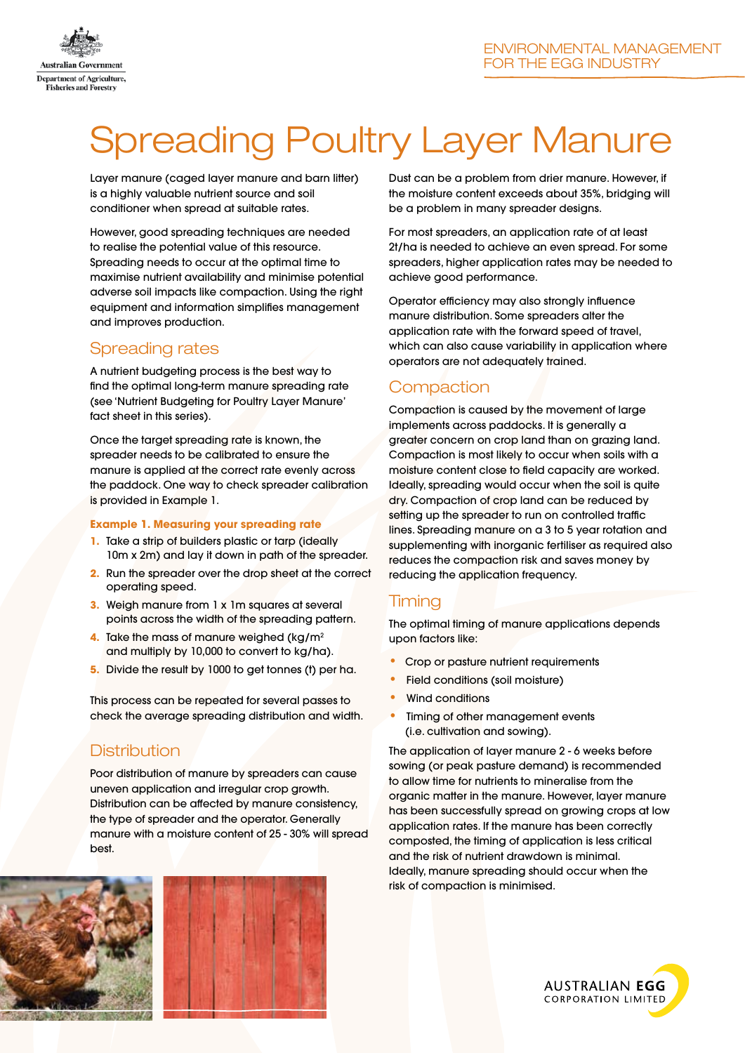ENVIRONMENTAL MANAGEMENT FOR THE EGG INDUSTRY

# Spreading Poultry Layer Manure

Layer manure (caged layer manure and barn litter) is a highly valuable nutrient source and soil conditioner when spread at suitable rates.

However, good spreading techniques are needed to realise the potential value of this resource. Spreading needs to occur at the optimal time to maximise nutrient availability and minimise potential adverse soil impacts like compaction. Using the right equipment and information simplifies management and improves production.

## Spreading rates

A nutrient budgeting process is the best way to find the optimal long-term manure spreading rate (see 'Nutrient Budgeting for Poultry Layer Manure' fact sheet in this series).

Once the target spreading rate is known, the spreader needs to be calibrated to ensure the manure is applied at the correct rate evenly across the paddock. One way to check spreader calibration is provided in Example 1.

**Example 1. Measuring your spreading rate**

1. Take a strip of builders plastic or tarp (ideally 10m x 2m) and lay it down in path of the spreader.
2. Run the spreader over the drop sheet at the correct operating speed.
3. Weigh manure from 1 x 1m squares at several points across the width of the spreading pattern.
4. Take the mass of manure weighed (kg/m$^2$ and multiply by 10,000 to convert to kg/ha).
5. Divide the result by 1000 to get tonnes (t) per ha.

This process can be repeated for several passes to check the average spreading distribution and width.

## Distribution

Poor distribution of manure by spreaders can cause uneven application and irregular crop growth. Distribution can be affected by manure consistency, the type of spreader and the operator. Generally manure with a moisture content of 25 - 30% will spread best.

Dust can be a problem from drier manure. However, if the moisture content exceeds about 35%, bridging will be a problem in many spreader designs.

For most spreaders, an application rate of at least 2t/ha is needed to achieve an even spread. For some spreaders, higher application rates may be needed to achieve good performance.

Operator efficiency may also strongly influence manure distribution. Some spreaders alter the application rate with the forward speed of travel, which can also cause variability in application where operators are not adequately trained.

## Compaction

Compaction is caused by the movement of large implements across paddocks. It is generally a greater concern on crop land than on grazing land. Compaction is most likely to occur when soils with a moisture content close to field capacity are worked. Ideally, spreading would occur when the soil is quite dry. Compaction of crop land can be reduced by setting up the spreader to run on controlled traffic lines. Spreading manure on a 3 to 5 year rotation and supplementing with inorganic fertiliser as required also reduces the compaction risk and saves money by reducing the application frequency.

## Timing

The optimal timing of manure applications depends upon factors like:

- Crop or pasture nutrient requirements
- Field conditions (soil moisture)
- Wind conditions
- Timing of other management events (i.e. cultivation and sowing).

The application of layer manure 2 - 6 weeks before sowing (or peak pasture demand) is recommended to allow time for nutrients to mineralise from the organic matter in the manure. However, layer manure has been successfully spread on growing crops at low application rates. If the manure has been correctly composted, the timing of application is less critical and the risk of nutrient drawdown is minimal. Ideally, manure spreading should occur when the risk of compaction is minimised.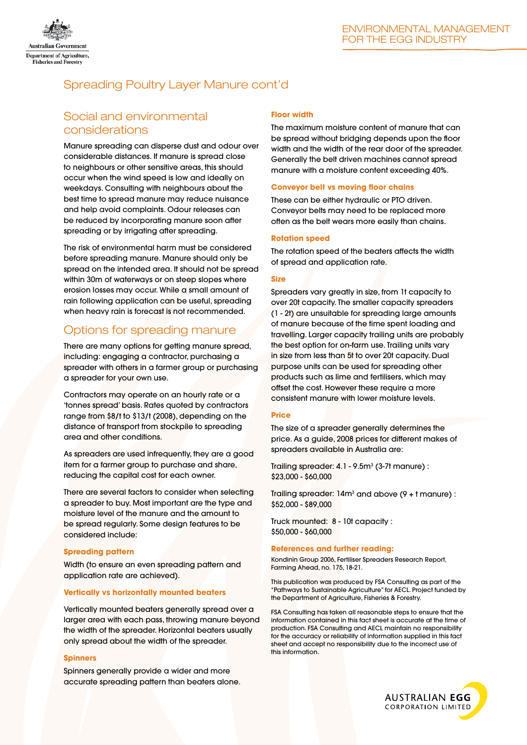# Spreading Poultry Layer Manure cont'd

## Social and environmental considerations

Manure spreading can disperse dust and odour over considerable distances. If manure is spread close to neighbours or other sensitive areas, this should occur when the wind speed is low and ideally on weekdays. Consulting with neighbours about the best time to spread manure may reduce nuisance and help avoid complaints. Odour releases can be reduced by incorporating manure soon after spreading or by irrigating after spreading.

The risk of environmental harm must be considered before spreading manure. Manure should only be spread on the intended area. It should not be spread within 30m of waterways or on steep slopes where erosion losses may occur. While a small amount of rain following application can be useful, spreading when heavy rain is forecast is not recommended.

## Options for spreading manure

There are many options for getting manure spread, including: engaging a contractor, purchasing a spreader with others in a farmer group or purchasing a spreader for your own use.

Contractors may operate on an hourly rate or a 'tonnes spread' basis. Rates quoted by contractors range from $8/t to $13/t (2008), depending on the distance of transport from stockpile to spreading area and other conditions.

As spreaders are used infrequently, they are a good item for a farmer group to purchase and share, reducing the capital cost for each owner.

There are several factors to consider when selecting a spreader to buy. Most important are the type and moisture level of the manure and the amount to be spread regularly. Some design features to be considered include:

### Spreading pattern

Width (to ensure an even spreading pattern and application rate are achieved).

### Vertically vs horizontally mounted beaters

Vertically mounted beaters generally spread over a larger area with each pass, throwing manure beyond the width of the spreader. Horizontal beaters usually only spread about the width of the spreader.

### Spinners

Spinners generally provide a wider and more accurate spreading pattern than beaters alone.

### Floor width

The maximum moisture content of manure that can be spread without bridging depends upon the floor width and the width of the rear door of the spreader. Generally the belt driven machines cannot spread manure with a moisture content exceeding 40%.

### Conveyor belt vs moving floor chains

These can be either hydraulic or PTO driven. Conveyor belts may need to be replaced more often as the belt wears more easily than chains.

### Rotation speed

The rotation speed of the beaters affects the width of spread and application rate.

### Size

Spreaders vary greatly in size, from 1t capacity to over 20t capacity. The smaller capacity spreaders (1 - 2t) are unsuitable for spreading large amounts of manure because of the time spent loading and travelling. Larger capacity trailing units are probably the best option for on-farm use. Trailing units vary in size from less than 5t to over 20t capacity. Dual purpose units can be used for spreading other products such as lime and fertilisers, which may offset the cost. However these require a more consistent manure with lower moisture levels.

### Price

The size of a spreader generally determines the price. As a guide, 2008 prices for different makes of spreaders available in Australia are:

Trailing spreader: 4.1 - 9.5m³ (3-7t manure) : $23,000 - $60,000

Trailing spreader: 14m³ and above (9 + t manure) : $52,000 - $89,000

Truck mounted: 8 - 10t capacity : $50,000 - $60,000

### References and further reading:

Kondinin Group 2006, Fertiliser Spreaders Research Report, Farming Ahead, no. 175, 18-21.

This publication was produced by FSA Consulting as part of the "Pathways to Sustainable Agriculture" for AECL. Project funded by the Department of Agriculture, Fisheries & Forestry.

FSA Consulting has taken all reasonable steps to ensure that the information contained in this fact sheet is accurate at the time of production. FSA Consulting and AECL maintain no responsibility for the accuracy or reliability of information supplied in this fact sheet and accept no responsibility due to the incorrect use of this information.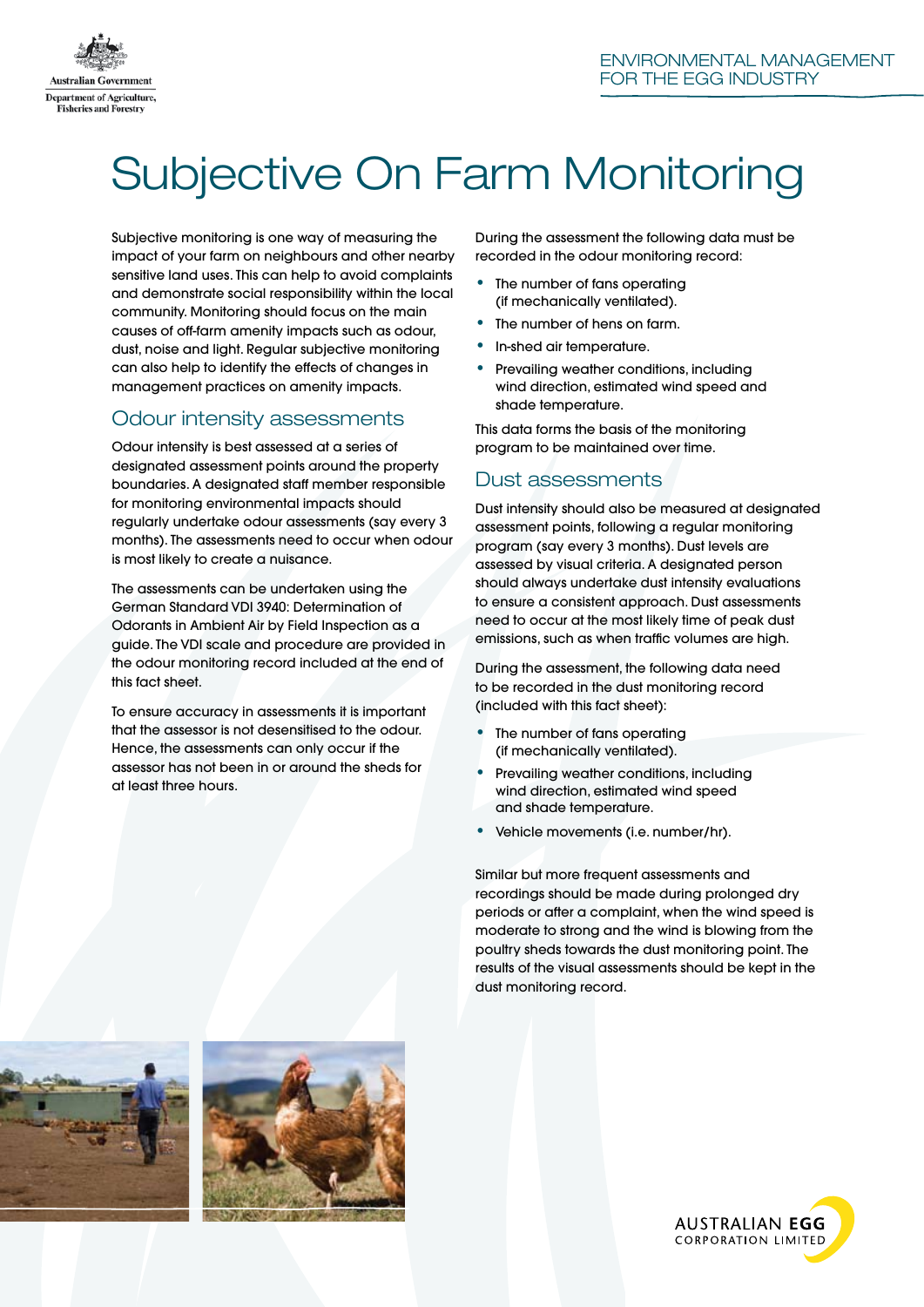# Subjective On Farm Monitoring

Subjective monitoring is one way of measuring the impact of your farm on neighbours and other nearby sensitive land uses. This can help to avoid complaints and demonstrate social responsibility within the local community. Monitoring should focus on the main causes of off-farm amenity impacts such as odour, dust, noise and light. Regular subjective monitoring can also help to identify the effects of changes in management practices on amenity impacts.

## Odour intensity assessments

Odour intensity is best assessed at a series of designated assessment points around the property boundaries. A designated staff member responsible for monitoring environmental impacts should regularly undertake odour assessments (say every 3 months). The assessments need to occur when odour is most likely to create a nuisance.

The assessments can be undertaken using the German Standard VDI 3940: Determination of Odorants in Ambient Air by Field Inspection as a guide. The VDI scale and procedure are provided in the odour monitoring record included at the end of this fact sheet.

To ensure accuracy in assessments it is important that the assessor is not desensitised to the odour. Hence, the assessments can only occur if the assessor has not been in or around the sheds for at least three hours.

During the assessment the following data must be recorded in the odour monitoring record:

- The number of fans operating (if mechanically ventilated).
- The number of hens on farm.
- In-shed air temperature.
- Prevailing weather conditions, including wind direction, estimated wind speed and shade temperature.

This data forms the basis of the monitoring program to be maintained over time.

## Dust assessments

Dust intensity should also be measured at designated assessment points, following a regular monitoring program (say every 3 months). Dust levels are assessed by visual criteria. A designated person should always undertake dust intensity evaluations to ensure a consistent approach. Dust assessments need to occur at the most likely time of peak dust emissions, such as when traffic volumes are high.

During the assessment, the following data need to be recorded in the dust monitoring record (included with this fact sheet):

- The number of fans operating (if mechanically ventilated).
- Prevailing weather conditions, including wind direction, estimated wind speed and shade temperature.
- Vehicle movements (i.e. number/hr).

Similar but more frequent assessments and recordings should be made during prolonged dry periods or after a complaint, when the wind speed is moderate to strong and the wind is blowing from the poultry sheds towards the dust monitoring point. The results of the visual assessments should be kept in the dust monitoring record.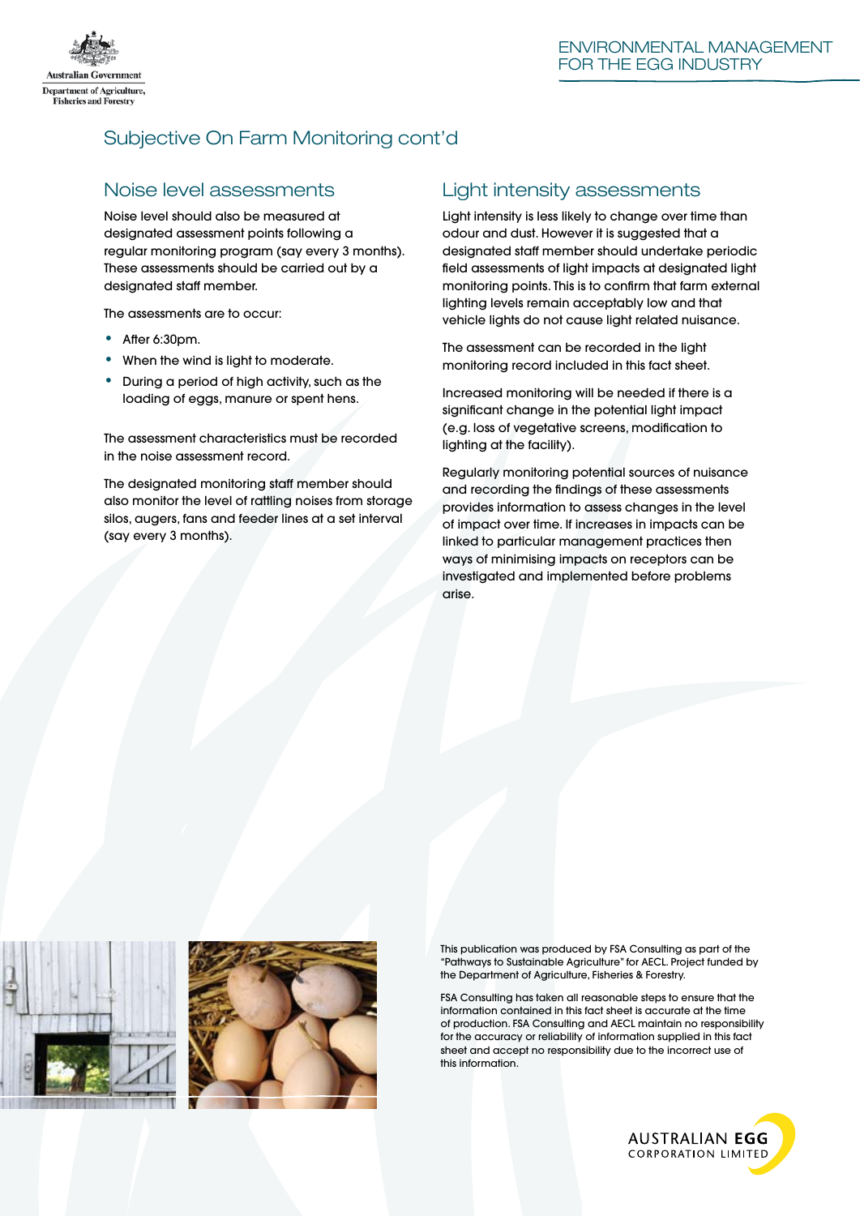## Subjective On Farm Monitoring cont'd

### Noise level assessments

Noise level should also be measured at designated assessment points following a regular monitoring program (say every 3 months). These assessments should be carried out by a designated staff member.

The assessments are to occur:

- After 6:30pm.
- When the wind is light to moderate.
- During a period of high activity, such as the loading of eggs, manure or spent hens.

The assessment characteristics must be recorded in the noise assessment record.

The designated monitoring staff member should also monitor the level of rattling noises from storage silos, augers, fans and feeder lines at a set interval (say every 3 months).

### Light intensity assessments

Light intensity is less likely to change over time than odour and dust. However it is suggested that a designated staff member should undertake periodic field assessments of light impacts at designated light monitoring points. This is to confirm that farm external lighting levels remain acceptably low and that vehicle lights do not cause light related nuisance.

The assessment can be recorded in the light monitoring record included in this fact sheet.

Increased monitoring will be needed if there is a significant change in the potential light impact (e.g. loss of vegetative screens, modification to lighting at the facility).

Regularly monitoring potential sources of nuisance and recording the findings of these assessments provides information to assess changes in the level of impact over time. If increases in impacts can be linked to particular management practices then ways of minimising impacts on receptors can be investigated and implemented before problems arise.

This publication was produced by FSA Consulting as part of the "Pathways to Sustainable Agriculture" for AECL. Project funded by the Department of Agriculture, Fisheries & Forestry.

FSA Consulting has taken all reasonable steps to ensure that the information contained in this fact sheet is accurate at the time of production. FSA Consulting and AECL maintain no responsibility for the accuracy or reliability of information supplied in this fact sheet and accept no responsibility due to the incorrect use of this information.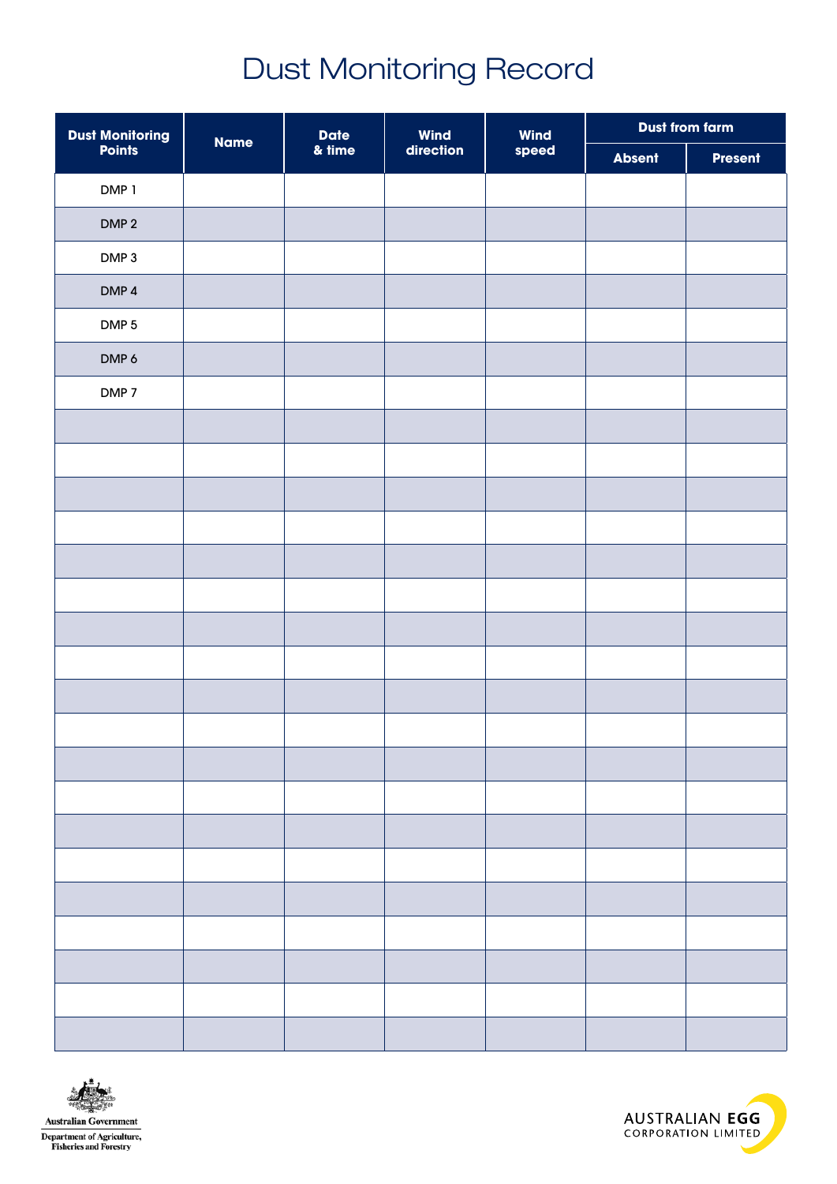# Dust Monitoring Record

| Dust Monitoring Points | Name | Date & time | Wind direction | Wind speed | Dust from farm | |
|---|---|---|---|---|---|---|
| | | | | | Absent | Present |
| DMP 1 | | | | | | |
| DMP 2 | | | | | | |
| DMP 3 | | | | | | |
| DMP 4 | | | | | | |
| DMP 5 | | | | | | |
| DMP 6 | | | | | | |
| DMP 7 | | | | | | |
| | | | | | | |
| | | | | | | |
| | | | | | | |
| | | | | | | |
| | | | | | | |
| | | | | | | |
| | | | | | | |
| | | | | | | |
| | | | | | | |
| | | | | | | |
| | | | | | | |
| | | | | | | |
| | | | | | | |
| | | | | | | |
| | | | | | | |
| | | | | | | |
| | | | | | | |
| | | | | | | |
| | | | | | | |

Australian Government
Department of Agriculture, Fisheries and Forestry

AUSTRALIAN EGG CORPORATION LIMITED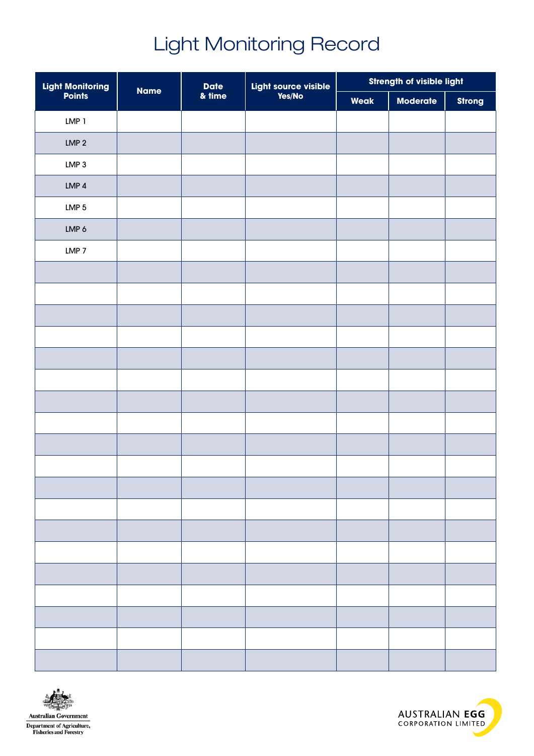# Light Monitoring Record

| Light Monitoring Points | Name | Date & time | Light source visible Yes/No | Strength of visible light | | |
|---|---|---|---|---|---|---|
| | | | | Weak | Moderate | Strong |
| LMP 1 | | | | | | |
| LMP 2 | | | | | | |
| LMP 3 | | | | | | |
| LMP 4 | | | | | | |
| LMP 5 | | | | | | |
| LMP 6 | | | | | | |
| LMP 7 | | | | | | |
| | | | | | | |
| | | | | | | |
| | | | | | | |
| | | | | | | |
| | | | | | | |
| | | | | | | |
| | | | | | | |
| | | | | | | |
| | | | | | | |
| | | | | | | |
| | | | | | | |
| | | | | | | |
| | | | | | | |
| | | | | | | |
| | | | | | | |
| | | | | | | |
| | | | | | | |
| | | | | | | |
| | | | | | | |

Australian Government
Department of Agriculture, Fisheries and Forestry

AUSTRALIAN EGG CORPORATION LIMITED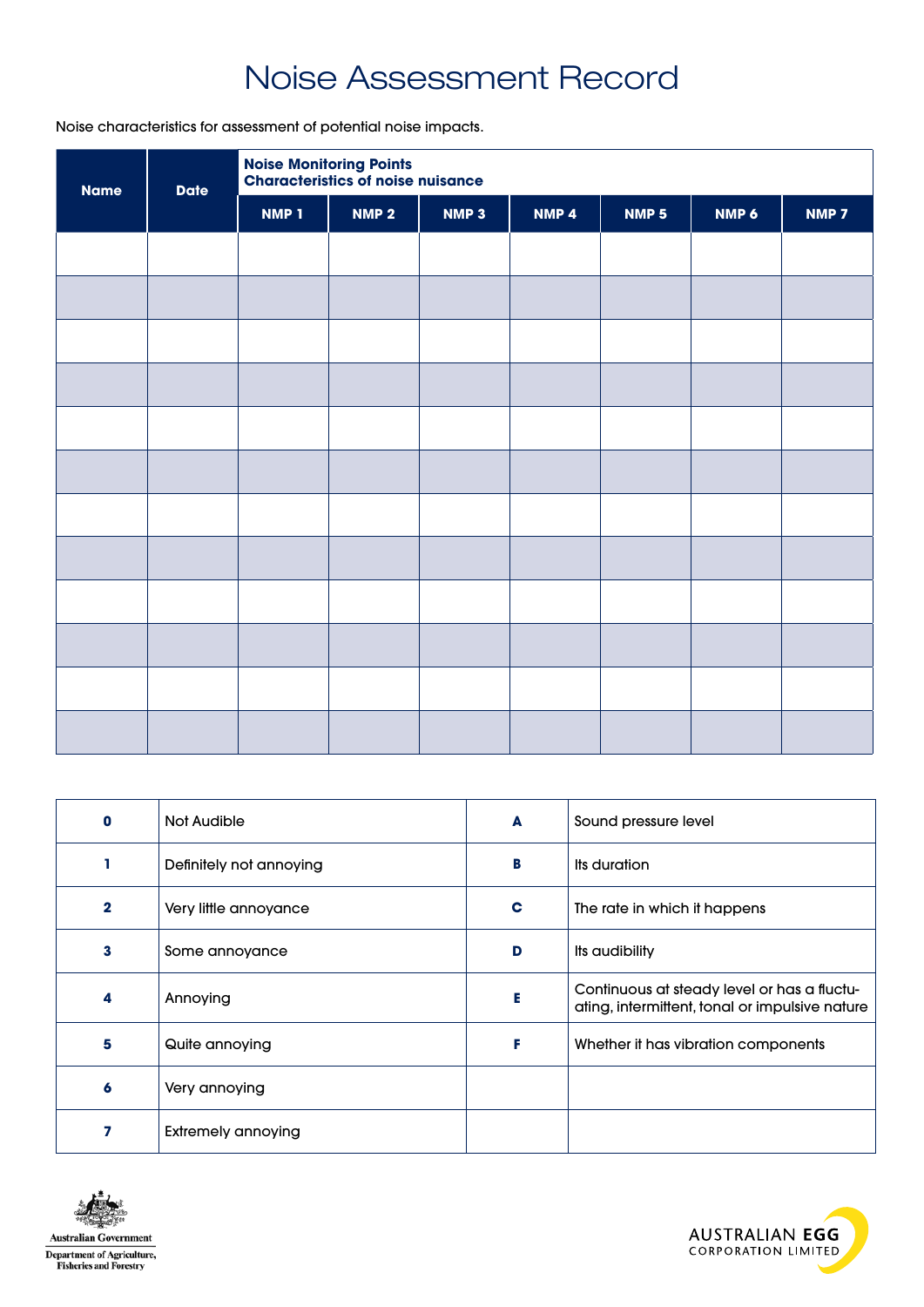# Noise Assessment Record

Noise characteristics for assessment of potential noise impacts.

| Name | Date | Noise Monitoring Points Characteristics of noise nuisance | | | | | | |
|---|---|---|---|---|---|---|---|---|
| | | NMP 1 | NMP 2 | NMP 3 | NMP 4 | NMP 5 | NMP 6 | NMP 7 |
| | | | | | | | | |
| | | | | | | | | |
| | | | | | | | | |
| | | | | | | | | |
| | | | | | | | | |
| | | | | | | | | |
| | | | | | | | | |
| | | | | | | | | |
| | | | | | | | | |
| | | | | | | | | |
| | | | | | | | | |
| | | | | | | | | |

| | | | |
|---|---|---|---|
| **0** | Not Audible | **A** | Sound pressure level |
| **1** | Definitely not annoying | **B** | Its duration |
| **2** | Very little annoyance | **C** | The rate in which it happens |
| **3** | Some annoyance | **D** | Its audibility |
| **4** | Annoying | **E** | Continuous at steady level or has a fluctuating, intermittent, tonal or impulsive nature |
| **5** | Quite annoying | **F** | Whether it has vibration components |
| **6** | Very annoying | | |
| **7** | Extremely annoying | | |

Australian Government
Department of Agriculture, Fisheries and Forestry

AUSTRALIAN EGG CORPORATION LIMITED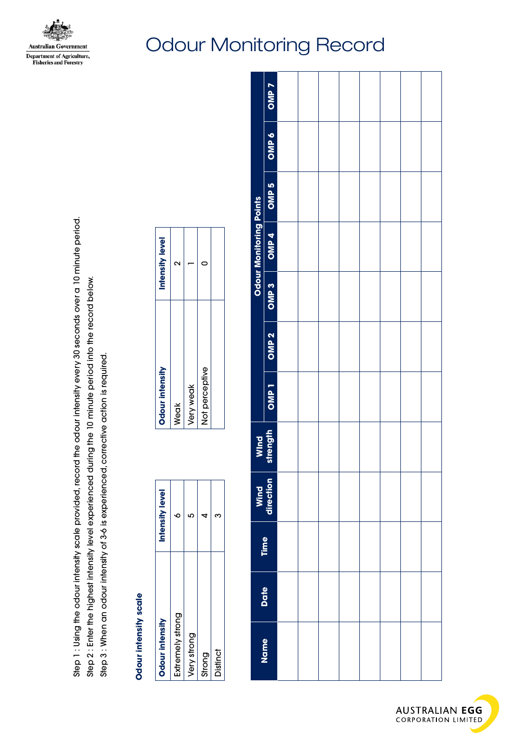Australian Government
Department of Agriculture, Fisheries and Forestry

# Odour Monitoring Record

Step 1 : Using the odour intensity scale provided, record the odour intensity every 30 seconds over a 10 minute period.

Step 2 : Enter the highest intensity level experienced during the 10 minute period into the record below.

Step 3 : When an odour intensity of 3-6 is experienced, corrective action is required.

**Odour intensity scale**

| Odour intensity | Intensity level |
|---|---|
| Extremely strong | 6 |
| Very strong | 5 |
| Strong | 4 |
| Distinct | 3 |
| Weak | 2 |
| Very weak | 1 |
| Not perceptive | 0 |

| Name | Date | Time | Wind direction | Wind strength | Odour Monitoring Points | | | | | | |
|---|---|---|---|---|---|---|---|---|---|---|---|
| | | | | | OMP 1 | OMP 2 | OMP 3 | OMP 4 | OMP 5 | OMP 6 | OMP 7 |
| | | | | | | | | | | | |
| | | | | | | | | | | | |
| | | | | | | | | | | | |
| | | | | | | | | | | | |
| | | | | | | | | | | | |
| | | | | | | | | | | | |
| | | | | | | | | | | | |
| | | | | | | | | | | | |

AUSTRALIAN EGG CORPORATION LIMITED